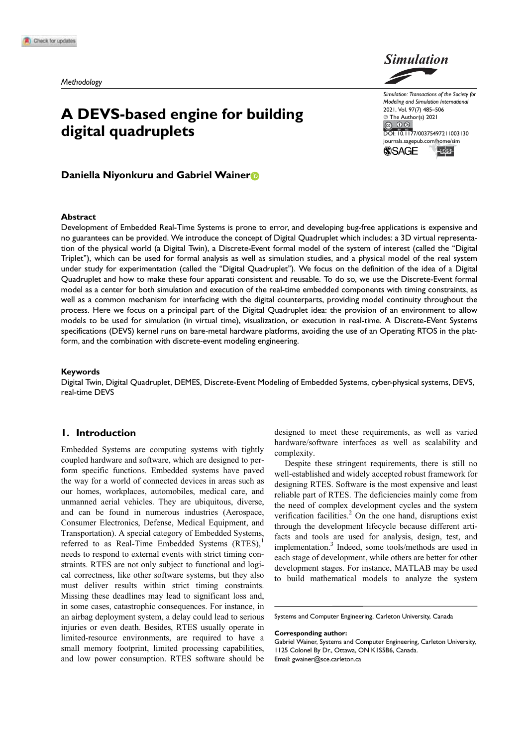*Methodology*

# A DEVS-based engine for building digital quadruplets

**Daniella Niyonkuru and Gabriel Wainer**

## Abstract

Development of Embedded Real-Time Systems is prone to error, and developing bug-free applications is expensive and no guarantees can be provided. We introduce the concept of Digital Quadruplet which includes: a 3D virtual representation of the physical world (a Digital Twin), a Discrete-Event formal model of the system of interest (called the "Digital Triplet"), which can be used for formal analysis as well as simulation studies, and a physical model of the real system under study for experimentation (called the "Digital Quadruplet"). We focus on the definition of the idea of a Digital Quadruplet and how to make these four apparati consistent and reusable. To do so, we use the Discrete-Event formal model as a center for both simulation and execution of the real-time embedded components with timing constraints, as well as a common mechanism for interfacing with the digital counterparts, providing model continuity throughout the process. Here we focus on a principal part of the Digital Quadruplet idea: the provision of an environment to allow models to be used for simulation (in virtual time), visualization, or execution in real-time. A Discrete-EVent Systems specifications (DEVS) kernel runs on bare-metal hardware platforms, avoiding the use of an Operating RTOS in the platform, and the combination with discrete-event modeling engineering.

## Keywords

Digital Twin, Digital Quadruplet, DEMES, Discrete-Event Modeling of Embedded Systems, cyber-physical systems, DEVS, real-time DEVS

## 1. Introduction

Embedded Systems are computing systems with tightly coupled hardware and software, which are designed to perform specific functions. Embedded systems have paved the way for a world of connected devices in areas such as our homes, workplaces, automobiles, medical care, and unmanned aerial vehicles. They are ubiquitous, diverse, and can be found in numerous industries (Aerospace, Consumer Electronics, Defense, Medical Equipment, and Transportation). A special category of Embedded Systems, referred to as Real-Time Embedded Systems (RTES),[1] needs to respond to external events with strict timing constraints. RTES are not only subject to functional and logical correctness, like other software systems, but they also must deliver results within strict timing constraints. Missing these deadlines may lead to significant loss and, in some cases, catastrophic consequences. For instance, in an airbag deployment system, a delay could lead to serious injuries or even death. Besides, RTES usually operate in limited-resource environments, are required to have a small memory footprint, limited processing capabilities, and low power consumption. RTES software should be designed to meet these requirements, as well as varied hardware/software interfaces as well as scalability and complexity.

Despite these stringent requirements, there is still no well-established and widely accepted robust framework for designing RTES. Software is the most expensive and least reliable part of RTES. The deficiencies mainly come from the need of complex development cycles and the system verification facilities.[2] On the one hand, disruptions exist through the development lifecycle because different artifacts and tools are used for analysis, design, test, and implementation.[3] Indeed, some tools/methods are used in each stage of development, while others are better for other development stages. For instance, MATLAB may be used to build mathematical models to analyze the system

Systems and Computer Engineering, Carleton University, Canada

**Corresponding author:**
Gabriel Wainer, Systems and Computer Engineering, Carleton University, 1125 Colonel By Dr., Ottawa, ON K1S5B6, Canada.
Email: gwainer@sce.carleton.ca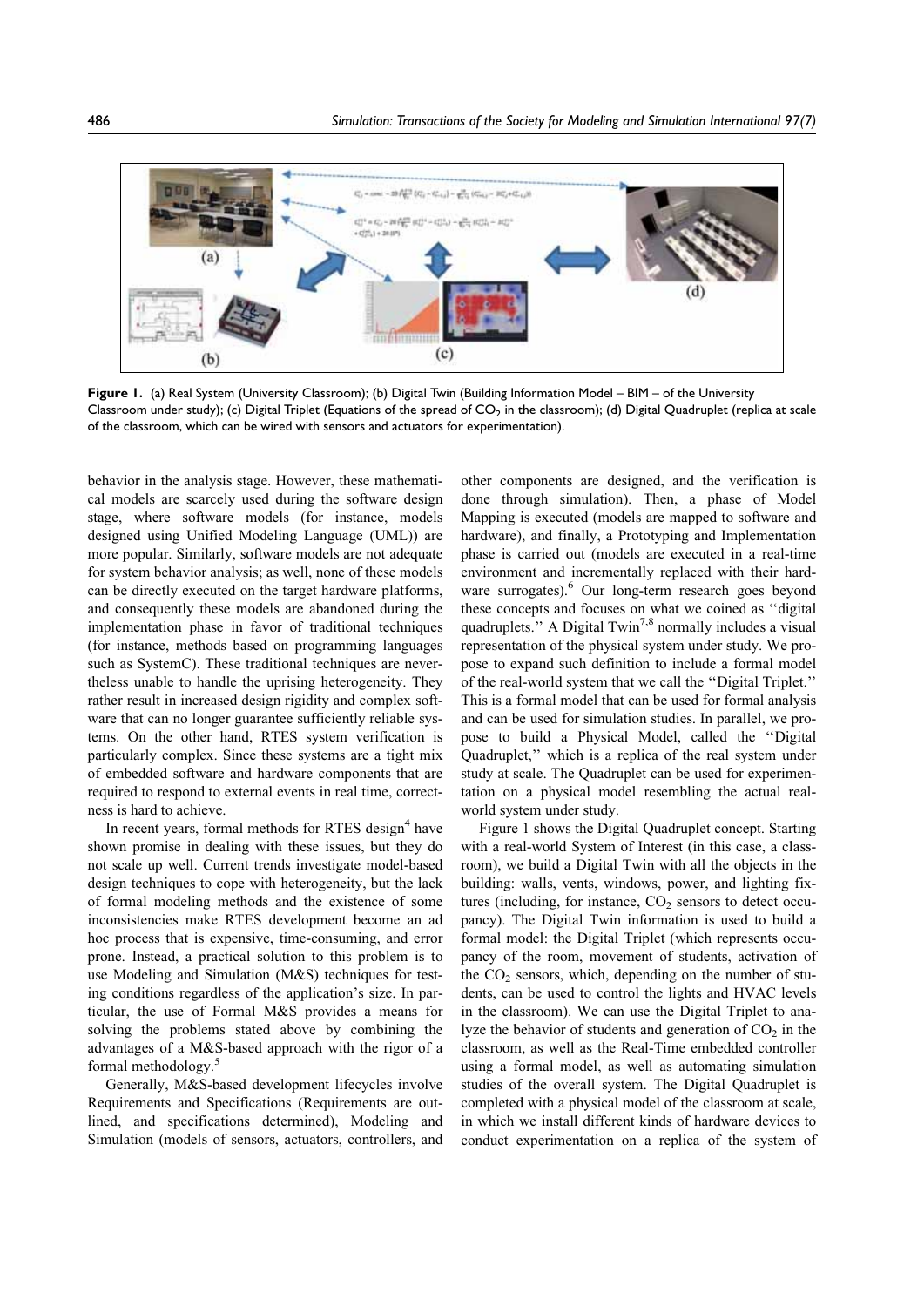**Figure 1.** (a) Real System (University Classroom); (b) Digital Twin (Building Information Model – BIM – of the University Classroom under study); (c) Digital Triplet (Equations of the spread of $CO_2$ in the classroom); (d) Digital Quadruplet (replica at scale of the classroom, which can be wired with sensors and actuators for experimentation).

behavior in the analysis stage. However, these mathematical models are scarcely used during the software design stage, where software models (for instance, models designed using Unified Modeling Language (UML)) are more popular. Similarly, software models are not adequate for system behavior analysis; as well, none of these models can be directly executed on the target hardware platforms, and consequently these models are abandoned during the implementation phase in favor of traditional techniques (for instance, methods based on programming languages such as SystemC). These traditional techniques are nevertheless unable to handle the uprising heterogeneity. They rather result in increased design rigidity and complex software that can no longer guarantee sufficiently reliable systems. On the other hand, RTES system verification is particularly complex. Since these systems are a tight mix of embedded software and hardware components that are required to respond to external events in real time, correctness is hard to achieve.

In recent years, formal methods for RTES design[4] have shown promise in dealing with these issues, but they do not scale up well. Current trends investigate model-based design techniques to cope with heterogeneity, but the lack of formal modeling methods and the existence of some inconsistencies make RTES development become an ad hoc process that is expensive, time-consuming, and error prone. Instead, a practical solution to this problem is to use Modeling and Simulation (M&S) techniques for testing conditions regardless of the application's size. In particular, the use of Formal M&S provides a means for solving the problems stated above by combining the advantages of a M&S-based approach with the rigor of a formal methodology.[5]

Generally, M&S-based development lifecycles involve Requirements and Specifications (Requirements are outlined, and specifications determined), Modeling and Simulation (models of sensors, actuators, controllers, and other components are designed, and the verification is done through simulation). Then, a phase of Model Mapping is executed (models are mapped to software and hardware), and finally, a Prototyping and Implementation phase is carried out (models are executed in a real-time environment and incrementally replaced with their hardware surrogates).[6] Our long-term research goes beyond these concepts and focuses on what we coined as "digital quadruplets." A Digital Twin[7,8] normally includes a visual representation of the physical system under study. We propose to expand such definition to include a formal model of the real-world system that we call the "Digital Triplet." This is a formal model that can be used for formal analysis and can be used for simulation studies. In parallel, we propose to build a Physical Model, called the "Digital Quadruplet," which is a replica of the real system under study at scale. The Quadruplet can be used for experimentation on a physical model resembling the actual real-world system under study.

Figure 1 shows the Digital Quadruplet concept. Starting with a real-world System of Interest (in this case, a classroom), we build a Digital Twin with all the objects in the building: walls, vents, windows, power, and lighting fixtures (including, for instance, $CO_2$ sensors to detect occupancy). The Digital Twin information is used to build a formal model: the Digital Triplet (which represents occupancy of the room, movement of students, activation of the $CO_2$ sensors, which, depending on the number of students, can be used to control the lights and HVAC levels in the classroom). We can use the Digital Triplet to analyze the behavior of students and generation of $CO_2$ in the classroom, as well as the Real-Time embedded controller using a formal model, as well as automating simulation studies of the overall system. The Digital Quadruplet is completed with a physical model of the classroom at scale, in which we install different kinds of hardware devices to conduct experimentation on a replica of the system of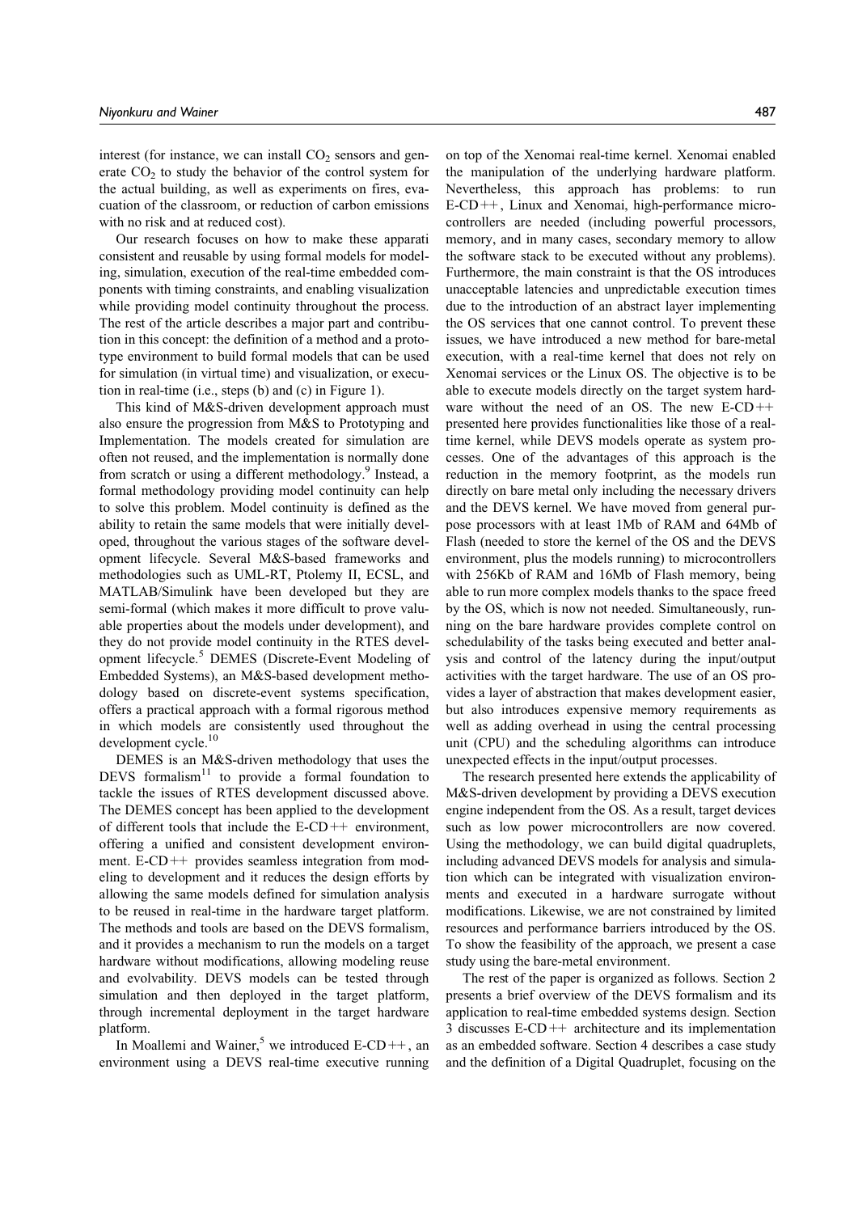interest (for instance, we can install $CO_2$ sensors and generate $CO_2$ to study the behavior of the control system for the actual building, as well as experiments on fires, evacuation of the classroom, or reduction of carbon emissions with no risk and at reduced cost).

Our research focuses on how to make these apparati consistent and reusable by using formal models for modeling, simulation, execution of the real-time embedded components with timing constraints, and enabling visualization while providing model continuity throughout the process. The rest of the article describes a major part and contribution in this concept: the definition of a method and a prototype environment to build formal models that can be used for simulation (in virtual time) and visualization, or execution in real-time (i.e., steps (b) and (c) in Figure 1).

This kind of M&S-driven development approach must also ensure the progression from M&S to Prototyping and Implementation. The models created for simulation are often not reused, and the implementation is normally done from scratch or using a different methodology.[9] Instead, a formal methodology providing model continuity can help to solve this problem. Model continuity is defined as the ability to retain the same models that were initially developed, throughout the various stages of the software development lifecycle. Several M&S-based frameworks and methodologies such as UML-RT, Ptolemy II, ECSL, and MATLAB/Simulink have been developed but they are semi-formal (which makes it more difficult to prove valuable properties about the models under development), and they do not provide model continuity in the RTES development lifecycle.[5] DEMES (Discrete-Event Modeling of Embedded Systems), an M&S-based development methodology based on discrete-event systems specification, offers a practical approach with a formal rigorous method in which models are consistently used throughout the development cycle.[10]

DEMES is an M&S-driven methodology that uses the DEVS formalism[11] to provide a formal foundation to tackle the issues of RTES development discussed above. The DEMES concept has been applied to the development of different tools that include the E-CD++ environment, offering a unified and consistent development environment. E-CD++ provides seamless integration from modeling to development and it reduces the design efforts by allowing the same models defined for simulation analysis to be reused in real-time in the hardware target platform. The methods and tools are based on the DEVS formalism, and it provides a mechanism to run the models on a target hardware without modifications, allowing modeling reuse and evolvability. DEVS models can be tested through simulation and then deployed in the target platform, through incremental deployment in the target hardware platform.

In Moallemi and Wainer,[5] we introduced E-CD++, an environment using a DEVS real-time executive running on top of the Xenomai real-time kernel. Xenomai enabled the manipulation of the underlying hardware platform. Nevertheless, this approach has problems: to run E-CD++, Linux and Xenomai, high-performance microcontrollers are needed (including powerful processors, memory, and in many cases, secondary memory to allow the software stack to be executed without any problems). Furthermore, the main constraint is that the OS introduces unacceptable latencies and unpredictable execution times due to the introduction of an abstract layer implementing the OS services that one cannot control. To prevent these issues, we have introduced a new method for bare-metal execution, with a real-time kernel that does not rely on Xenomai services or the Linux OS. The objective is to be able to execute models directly on the target system hardware without the need of an OS. The new E-CD++ presented here provides functionalities like those of a real-time kernel, while DEVS models operate as system processes. One of the advantages of this approach is the reduction in the memory footprint, as the models run directly on bare metal only including the necessary drivers and the DEVS kernel. We have moved from general purpose processors with at least 1Mb of RAM and 64Mb of Flash (needed to store the kernel of the OS and the DEVS environment, plus the models running) to microcontrollers with 256Kb of RAM and 16Mb of Flash memory, being able to run more complex models thanks to the space freed by the OS, which is now not needed. Simultaneously, running on the bare hardware provides complete control on schedulability of the tasks being executed and better analysis and control of the latency during the input/output activities with the target hardware. The use of an OS provides a layer of abstraction that makes development easier, but also introduces expensive memory requirements as well as adding overhead in using the central processing unit (CPU) and the scheduling algorithms can introduce unexpected effects in the input/output processes.

The research presented here extends the applicability of M&S-driven development by providing a DEVS execution engine independent from the OS. As a result, target devices such as low power microcontrollers are now covered. Using the methodology, we can build digital quadruplets, including advanced DEVS models for analysis and simulation which can be integrated with visualization environments and executed in a hardware surrogate without modifications. Likewise, we are not constrained by limited resources and performance barriers introduced by the OS. To show the feasibility of the approach, we present a case study using the bare-metal environment.

The rest of the paper is organized as follows. Section 2 presents a brief overview of the DEVS formalism and its application to real-time embedded systems design. Section 3 discusses E-CD++ architecture and its implementation as an embedded software. Section 4 describes a case study and the definition of a Digital Quadruplet, focusing on the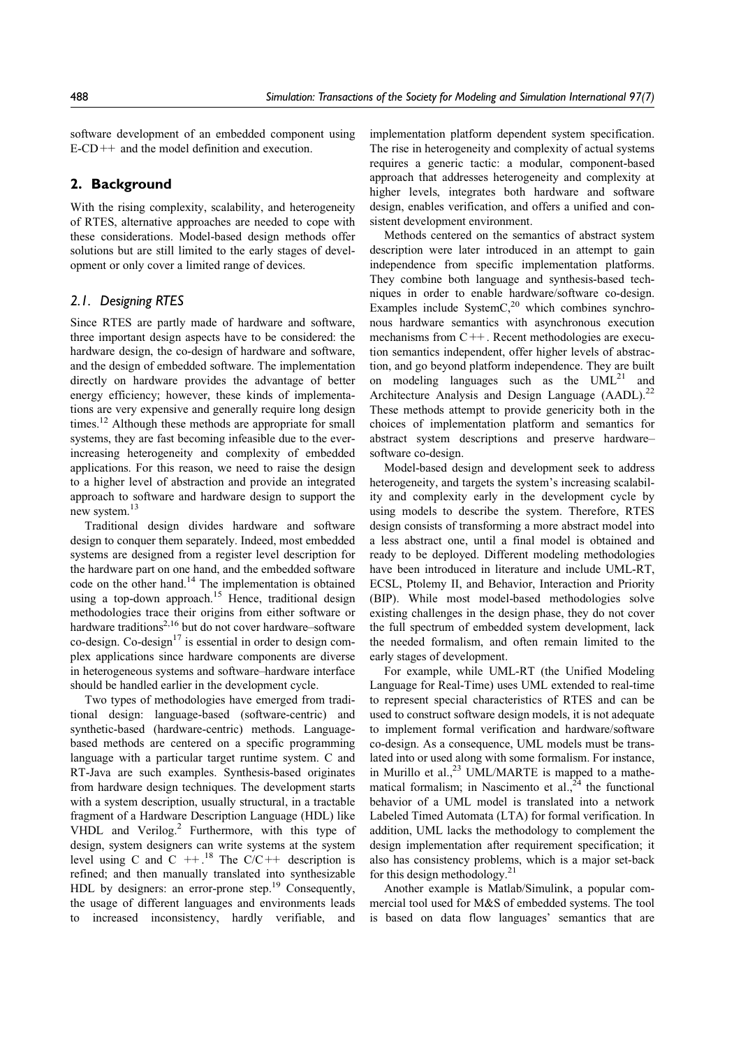software development of an embedded component using E-CD++ and the model definition and execution.

## 2. Background

With the rising complexity, scalability, and heterogeneity of RTES, alternative approaches are needed to cope with these considerations. Model-based design methods offer solutions but are still limited to the early stages of development or only cover a limited range of devices.

### *2.1. Designing RTES*

Since RTES are partly made of hardware and software, three important design aspects have to be considered: the hardware design, the co-design of hardware and software, and the design of embedded software. The implementation directly on hardware provides the advantage of better energy efficiency; however, these kinds of implementations are very expensive and generally require long design times.[12] Although these methods are appropriate for small systems, they are fast becoming infeasible due to the ever-increasing heterogeneity and complexity of embedded applications. For this reason, we need to raise the design to a higher level of abstraction and provide an integrated approach to software and hardware design to support the new system.[13]

Traditional design divides hardware and software design to conquer them separately. Indeed, most embedded systems are designed from a register level description for the hardware part on one hand, and the embedded software code on the other hand.[14] The implementation is obtained using a top-down approach.[15] Hence, traditional design methodologies trace their origins from either software or hardware traditions[2,16] but do not cover hardware–software co-design. Co-design[17] is essential in order to design complex applications since hardware components are diverse in heterogeneous systems and software–hardware interface should be handled earlier in the development cycle.

Two types of methodologies have emerged from traditional design: language-based (software-centric) and synthetic-based (hardware-centric) methods. Language-based methods are centered on a specific programming language with a particular target runtime system. C and RT-Java are such examples. Synthesis-based originates from hardware design techniques. The development starts with a system description, usually structural, in a tractable fragment of a Hardware Description Language (HDL) like VHDL and Verilog.[2] Furthermore, with this type of design, system designers can write systems at the system level using C and C ++.[18] The C/C++ description is refined; and then manually translated into synthesizable HDL by designers: an error-prone step.[19] Consequently, the usage of different languages and environments leads to increased inconsistency, hardly verifiable, and implementation platform dependent system specification. The rise in heterogeneity and complexity of actual systems requires a generic tactic: a modular, component-based approach that addresses heterogeneity and complexity at higher levels, integrates both hardware and software design, enables verification, and offers a unified and consistent development environment.

Methods centered on the semantics of abstract system description were later introduced in an attempt to gain independence from specific implementation platforms. They combine both language and synthesis-based techniques in order to enable hardware/software co-design. Examples include SystemC,[20] which combines synchronous hardware semantics with asynchronous execution mechanisms from C++. Recent methodologies are execution semantics independent, offer higher levels of abstraction, and go beyond platform independence. They are built on modeling languages such as the UML[21] and Architecture Analysis and Design Language (AADL).[22] These methods attempt to provide genericity both in the choices of implementation platform and semantics for abstract system descriptions and preserve hardware–software co-design.

Model-based design and development seek to address heterogeneity, and targets the system's increasing scalability and complexity early in the development cycle by using models to describe the system. Therefore, RTES design consists of transforming a more abstract model into a less abstract one, until a final model is obtained and ready to be deployed. Different modeling methodologies have been introduced in literature and include UML-RT, ECSL, Ptolemy II, and Behavior, Interaction and Priority (BIP). While most model-based methodologies solve existing challenges in the design phase, they do not cover the full spectrum of embedded system development, lack the needed formalism, and often remain limited to the early stages of development.

For example, while UML-RT (the Unified Modeling Language for Real-Time) uses UML extended to real-time to represent special characteristics of RTES and can be used to construct software design models, it is not adequate to implement formal verification and hardware/software co-design. As a consequence, UML models must be translated into or used along with some formalism. For instance, in Murillo et al.,[23] UML/MARTE is mapped to a mathematical formalism; in Nascimento et al.,[24] the functional behavior of a UML model is translated into a network Labeled Timed Automata (LTA) for formal verification. In addition, UML lacks the methodology to complement the design implementation after requirement specification; it also has consistency problems, which is a major set-back for this design methodology.[21]

Another example is Matlab/Simulink, a popular commercial tool used for M&S of embedded systems. The tool is based on data flow languages' semantics that are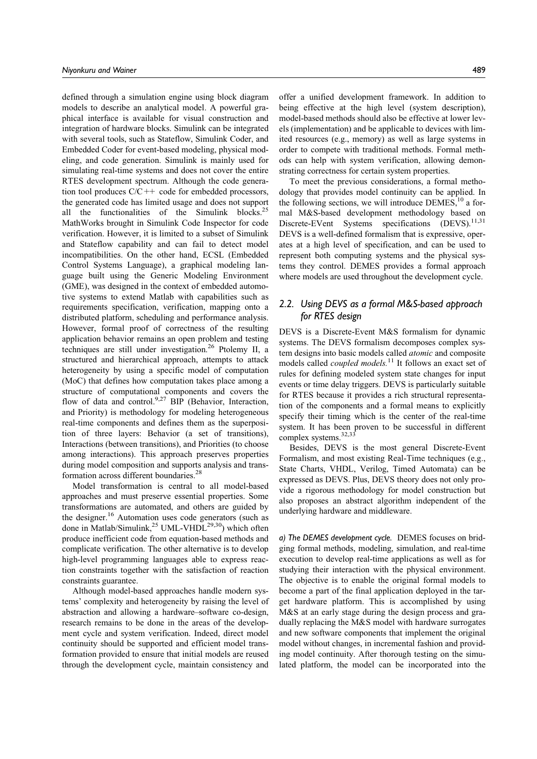defined through a simulation engine using block diagram models to describe an analytical model. A powerful graphical interface is available for visual construction and integration of hardware blocks. Simulink can be integrated with several tools, such as Stateflow, Simulink Coder, and Embedded Coder for event-based modeling, physical modeling, and code generation. Simulink is mainly used for simulating real-time systems and does not cover the entire RTES development spectrum. Although the code generation tool produces C/C++ code for embedded processors, the generated code has limited usage and does not support all the functionalities of the Simulink blocks.[25] MathWorks brought in Simulink Code Inspector for code verification. However, it is limited to a subset of Simulink and Stateflow capability and can fail to detect model incompatibilities. On the other hand, ECSL (Embedded Control Systems Language), a graphical modeling language built using the Generic Modeling Environment (GME), was designed in the context of embedded automotive systems to extend Matlab with capabilities such as requirements specification, verification, mapping onto a distributed platform, scheduling and performance analysis. However, formal proof of correctness of the resulting application behavior remains an open problem and testing techniques are still under investigation.[26] Ptolemy II, a structured and hierarchical approach, attempts to attack heterogeneity by using a specific model of computation (MoC) that defines how computation takes place among a structure of computational components and covers the flow of data and control.[9,27] BIP (Behavior, Interaction, and Priority) is methodology for modeling heterogeneous real-time components and defines them as the superposition of three layers: Behavior (a set of transitions), Interactions (between transitions), and Priorities (to choose among interactions). This approach preserves properties during model composition and supports analysis and transformation across different boundaries.[28]

Model transformation is central to all model-based approaches and must preserve essential properties. Some transformations are automated, and others are guided by the designer.[16] Automation uses code generators (such as done in Matlab/Simulink,[25] UML-VHDL[29,30]) which often produce inefficient code from equation-based methods and complicate verification. The other alternative is to develop high-level programming languages able to express reaction constraints together with the satisfaction of reaction constraints guarantee.

Although model-based approaches handle modern systems' complexity and heterogeneity by raising the level of abstraction and allowing a hardware–software co-design, research remains to be done in the areas of the development cycle and system verification. Indeed, direct model continuity should be supported and efficient model transformation provided to ensure that initial models are reused through the development cycle, maintain consistency and offer a unified development framework. In addition to being effective at the high level (system description), model-based methods should also be effective at lower levels (implementation) and be applicable to devices with limited resources (e.g., memory) as well as large systems in order to compete with traditional methods. Formal methods can help with system verification, allowing demonstrating correctness for certain system properties.

To meet the previous considerations, a formal methodology that provides model continuity can be applied. In the following sections, we will introduce DEMES,[10] a formal M&S-based development methodology based on Discrete-EVent Systems specifications (DEVS).[11,31] DEVS is a well-defined formalism that is expressive, operates at a high level of specification, and can be used to represent both computing systems and the physical systems they control. DEMES provides a formal approach where models are used throughout the development cycle.

## 2.2. Using DEVS as a formal M&S-based approach for RTES design

DEVS is a Discrete-Event M&S formalism for dynamic systems. The DEVS formalism decomposes complex system designs into basic models called *atomic* and composite models called *coupled models*.[11] It follows an exact set of rules for defining modeled system state changes for input events or time delay triggers. DEVS is particularly suitable for RTES because it provides a rich structural representation of the components and a formal means to explicitly specify their timing which is the center of the real-time system. It has been proven to be successful in different complex systems.[32,33]

Besides, DEVS is the most general Discrete-Event Formalism, and most existing Real-Time techniques (e.g., State Charts, VHDL, Verilog, Timed Automata) can be expressed as DEVS. Plus, DEVS theory does not only provide a rigorous methodology for model construction but also proposes an abstract algorithm independent of the underlying hardware and middleware.

*a) The DEMES development cycle.* DEMES focuses on bridging formal methods, modeling, simulation, and real-time execution to develop real-time applications as well as for studying their interaction with the physical environment. The objective is to enable the original formal models to become a part of the final application deployed in the target hardware platform. This is accomplished by using M&S at an early stage during the design process and gradually replacing the M&S model with hardware surrogates and new software components that implement the original model without changes, in incremental fashion and providing model continuity. After thorough testing on the simulated platform, the model can be incorporated into the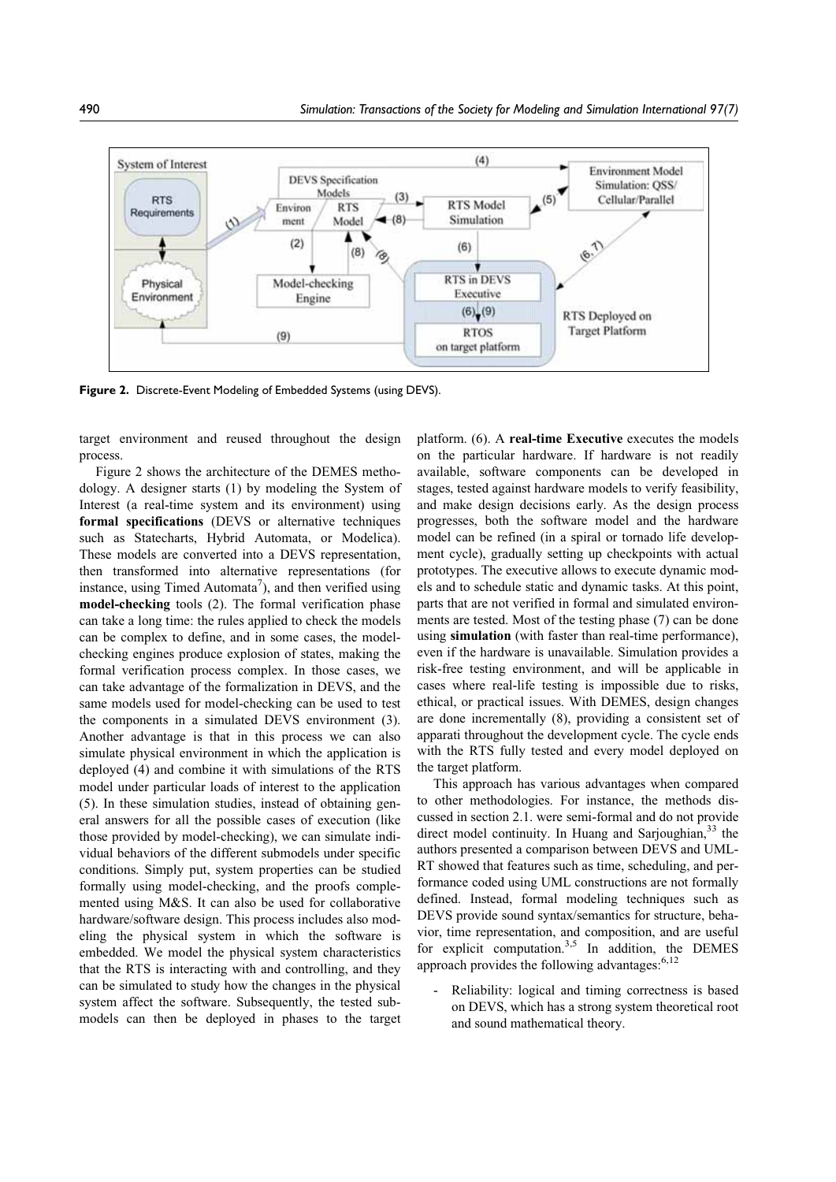**Figure 2.** Discrete-Event Modeling of Embedded Systems (using DEVS).

target environment and reused throughout the design process.

Figure 2 shows the architecture of the DEMES methodology. A designer starts (1) by modeling the System of Interest (a real-time system and its environment) using **formal specifications** (DEVS or alternative techniques such as Statecharts, Hybrid Automata, or Modelica). These models are converted into a DEVS representation, then transformed into alternative representations (for instance, using Timed Automata[7]), and then verified using **model-checking** tools (2). The formal verification phase can take a long time: the rules applied to check the models can be complex to define, and in some cases, the model-checking engines produce explosion of states, making the formal verification process complex. In those cases, we can take advantage of the formalization in DEVS, and the same models used for model-checking can be used to test the components in a simulated DEVS environment (3). Another advantage is that in this process we can also simulate physical environment in which the application is deployed (4) and combine it with simulations of the RTS model under particular loads of interest to the application (5). In these simulation studies, instead of obtaining general answers for all the possible cases of execution (like those provided by model-checking), we can simulate individual behaviors of the different submodels under specific conditions. Simply put, system properties can be studied formally using model-checking, and the proofs complemented using M&S. It can also be used for collaborative hardware/software design. This process includes also modeling the physical system in which the software is embedded. We model the physical system characteristics that the RTS is interacting with and controlling, and they can be simulated to study how the changes in the physical system affect the software. Subsequently, the tested submodels can then be deployed in phases to the target platform. (6). A **real-time Executive** executes the models on the particular hardware. If hardware is not readily available, software components can be developed in stages, tested against hardware models to verify feasibility, and make design decisions early. As the design process progresses, both the software model and the hardware model can be refined (in a spiral or tornado life development cycle), gradually setting up checkpoints with actual prototypes. The executive allows to execute dynamic models and to schedule static and dynamic tasks. At this point, parts that are not verified in formal and simulated environments are tested. Most of the testing phase (7) can be done using **simulation** (with faster than real-time performance), even if the hardware is unavailable. Simulation provides a risk-free testing environment, and will be applicable in cases where real-life testing is impossible due to risks, ethical, or practical issues. With DEMES, design changes are done incrementally (8), providing a consistent set of apparati throughout the development cycle. The cycle ends with the RTS fully tested and every model deployed on the target platform.

This approach has various advantages when compared to other methodologies. For instance, the methods discussed in section 2.1. were semi-formal and do not provide direct model continuity. In Huang and Sarjoughian,[33] the authors presented a comparison between DEVS and UML-RT showed that features such as time, scheduling, and performance coded using UML constructions are not formally defined. Instead, formal modeling techniques such as DEVS provide sound syntax/semantics for structure, behavior, time representation, and composition, and are useful for explicit computation.[3,5] In addition, the DEMES approach provides the following advantages:[6,12]

- Reliability: logical and timing correctness is based on DEVS, which has a strong system theoretical root and sound mathematical theory.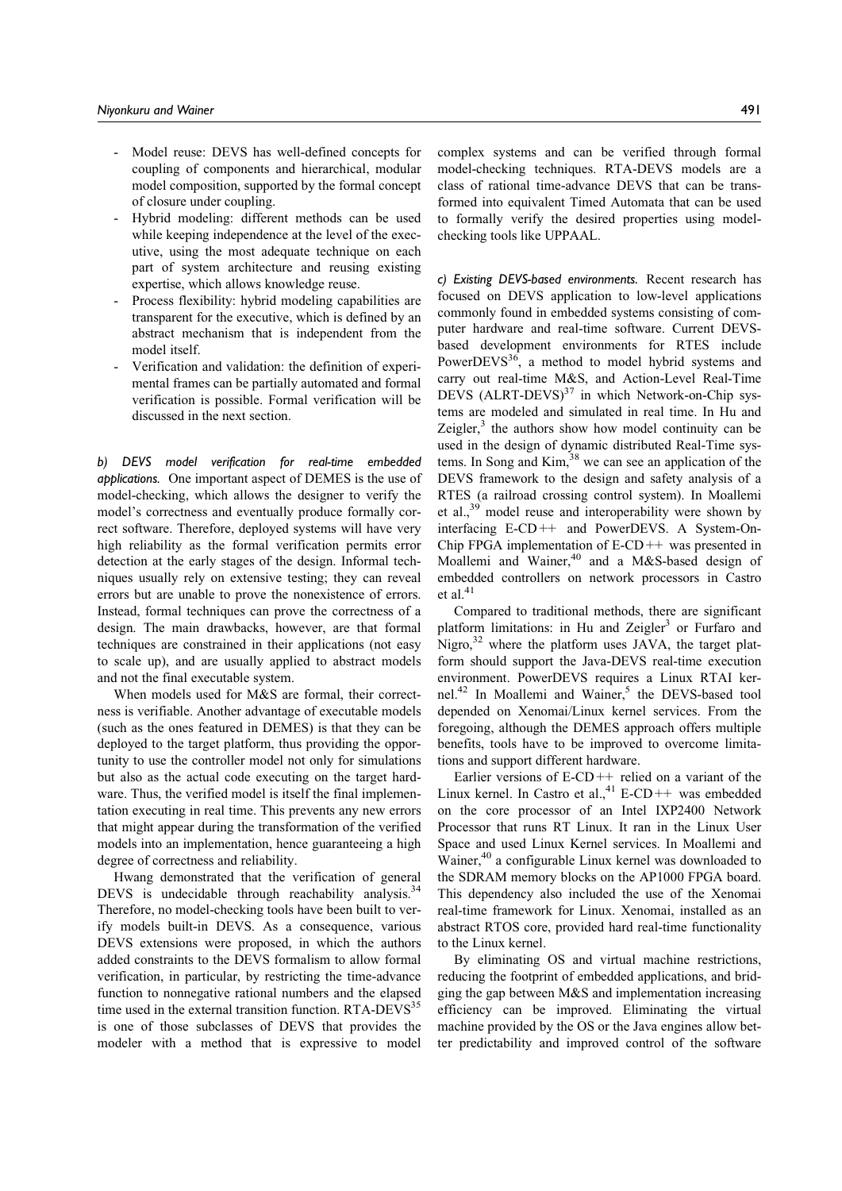- Model reuse: DEVS has well-defined concepts for coupling of components and hierarchical, modular model composition, supported by the formal concept of closure under coupling.
- Hybrid modeling: different methods can be used while keeping independence at the level of the executive, using the most adequate technique on each part of system architecture and reusing existing expertise, which allows knowledge reuse.
- Process flexibility: hybrid modeling capabilities are transparent for the executive, which is defined by an abstract mechanism that is independent from the model itself.
- Verification and validation: the definition of experimental frames can be partially automated and formal verification is possible. Formal verification will be discussed in the next section.

*b) DEVS model verification for real-time embedded applications.* One important aspect of DEMES is the use of model-checking, which allows the designer to verify the model's correctness and eventually produce formally correct software. Therefore, deployed systems will have very high reliability as the formal verification permits error detection at the early stages of the design. Informal techniques usually rely on extensive testing; they can reveal errors but are unable to prove the nonexistence of errors. Instead, formal techniques can prove the correctness of a design. The main drawbacks, however, are that formal techniques are constrained in their applications (not easy to scale up), and are usually applied to abstract models and not the final executable system.

When models used for M&S are formal, their correctness is verifiable. Another advantage of executable models (such as the ones featured in DEMES) is that they can be deployed to the target platform, thus providing the opportunity to use the controller model not only for simulations but also as the actual code executing on the target hardware. Thus, the verified model is itself the final implementation executing in real time. This prevents any new errors that might appear during the transformation of the verified models into an implementation, hence guaranteeing a high degree of correctness and reliability.

Hwang demonstrated that the verification of general DEVS is undecidable through reachability analysis.[34] Therefore, no model-checking tools have been built to verify models built-in DEVS. As a consequence, various DEVS extensions were proposed, in which the authors added constraints to the DEVS formalism to allow formal verification, in particular, by restricting the time-advance function to nonnegative rational numbers and the elapsed time used in the external transition function. RTA-DEVS[35] is one of those subclasses of DEVS that provides the modeler with a method that is expressive to model complex systems and can be verified through formal model-checking techniques. RTA-DEVS models are a class of rational time-advance DEVS that can be transformed into equivalent Timed Automata that can be used to formally verify the desired properties using model-checking tools like UPPAAL.

*c) Existing DEVS-based environments.* Recent research has focused on DEVS application to low-level applications commonly found in embedded systems consisting of computer hardware and real-time software. Current DEVS-based development environments for RTES include PowerDEVS[36], a method to model hybrid systems and carry out real-time M&S, and Action-Level Real-Time DEVS (ALRT-DEVS)[37] in which Network-on-Chip systems are modeled and simulated in real time. In Hu and Zeigler,[3] the authors show how model continuity can be used in the design of dynamic distributed Real-Time systems. In Song and Kim,[38] we can see an application of the DEVS framework to the design and safety analysis of a RTES (a railroad crossing control system). In Moallemi et al.,[39] model reuse and interoperability were shown by interfacing E-CD++ and PowerDEVS. A System-On-Chip FPGA implementation of E-CD++ was presented in Moallemi and Wainer,[40] and a M&S-based design of embedded controllers on network processors in Castro et al.[41]

Compared to traditional methods, there are significant platform limitations: in Hu and Zeigler[3] or Furfaro and Nigro,[32] where the platform uses JAVA, the target platform should support the Java-DEVS real-time execution environment. PowerDEVS requires a Linux RTAI kernel.[42] In Moallemi and Wainer,[5] the DEVS-based tool depended on Xenomai/Linux kernel services. From the foregoing, although the DEMES approach offers multiple benefits, tools have to be improved to overcome limitations and support different hardware.

Earlier versions of E-CD++ relied on a variant of the Linux kernel. In Castro et al.,[41] E-CD++ was embedded on the core processor of an Intel IXP2400 Network Processor that runs RT Linux. It ran in the Linux User Space and used Linux Kernel services. In Moallemi and Wainer,[40] a configurable Linux kernel was downloaded to the SDRAM memory blocks on the AP1000 FPGA board. This dependency also included the use of the Xenomai real-time framework for Linux. Xenomai, installed as an abstract RTOS core, provided hard real-time functionality to the Linux kernel.

By eliminating OS and virtual machine restrictions, reducing the footprint of embedded applications, and bridging the gap between M&S and implementation increasing efficiency can be improved. Eliminating the virtual machine provided by the OS or the Java engines allow better predictability and improved control of the software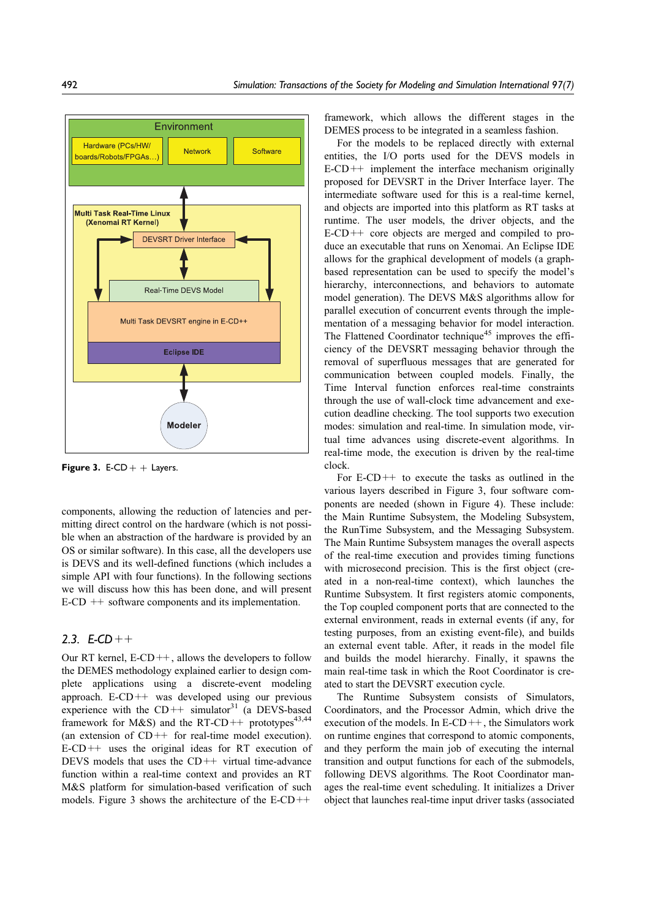Figure 3. E-CD++ Layers.

components, allowing the reduction of latencies and permitting direct control on the hardware (which is not possible when an abstraction of the hardware is provided by an OS or similar software). In this case, all the developers use is DEVS and its well-defined functions (which includes a simple API with four functions). In the following sections we will discuss how this has been done, and will present E-CD ++ software components and its implementation.

## 2.3. E-CD++

Our RT kernel, E-CD++, allows the developers to follow the DEMES methodology explained earlier to design complete applications using a discrete-event modeling approach. E-CD++ was developed using our previous experience with the CD++ simulator[31] (a DEVS-based framework for M&S) and the RT-CD++ prototypes[43,44] (an extension of CD++ for real-time model execution). E-CD++ uses the original ideas for RT execution of DEVS models that uses the CD++ virtual time-advance function within a real-time context and provides an RT M&S platform for simulation-based verification of such models. Figure 3 shows the architecture of the E-CD++ framework, which allows the different stages in the DEMES process to be integrated in a seamless fashion.

For the models to be replaced directly with external entities, the I/O ports used for the DEVS models in E-CD++ implement the interface mechanism originally proposed for DEVSRT in the Driver Interface layer. The intermediate software used for this is a real-time kernel, and objects are imported into this platform as RT tasks at runtime. The user models, the driver objects, and the E-CD++ core objects are merged and compiled to produce an executable that runs on Xenomai. An Eclipse IDE allows for the graphical development of models (a graph-based representation can be used to specify the model's hierarchy, interconnections, and behaviors to automate model generation). The DEVS M&S algorithms allow for parallel execution of concurrent events through the implementation of a messaging behavior for model interaction. The Flattened Coordinator technique[45] improves the efficiency of the DEVSRT messaging behavior through the removal of superfluous messages that are generated for communication between coupled models. Finally, the Time Interval function enforces real-time constraints through the use of wall-clock time advancement and execution deadline checking. The tool supports two execution modes: simulation and real-time. In simulation mode, virtual time advances using discrete-event algorithms. In real-time mode, the execution is driven by the real-time clock.

For E-CD++ to execute the tasks as outlined in the various layers described in Figure 3, four software components are needed (shown in Figure 4). These include: the Main Runtime Subsystem, the Modeling Subsystem, the RunTime Subsystem, and the Messaging Subsystem. The Main Runtime Subsystem manages the overall aspects of the real-time execution and provides timing functions with microsecond precision. This is the first object (created in a non-real-time context), which launches the Runtime Subsystem. It first registers atomic components, the Top coupled component ports that are connected to the external environment, reads in external events (if any, for testing purposes, from an existing event-file), and builds an external event table. After, it reads in the model file and builds the model hierarchy. Finally, it spawns the main real-time task in which the Root Coordinator is created to start the DEVSRT execution cycle.

The Runtime Subsystem consists of Simulators, Coordinators, and the Processor Admin, which drive the execution of the models. In E-CD++, the Simulators work on runtime engines that correspond to atomic components, and they perform the main job of executing the internal transition and output functions for each of the submodels, following DEVS algorithms. The Root Coordinator manages the real-time event scheduling. It initializes a Driver object that launches real-time input driver tasks (associated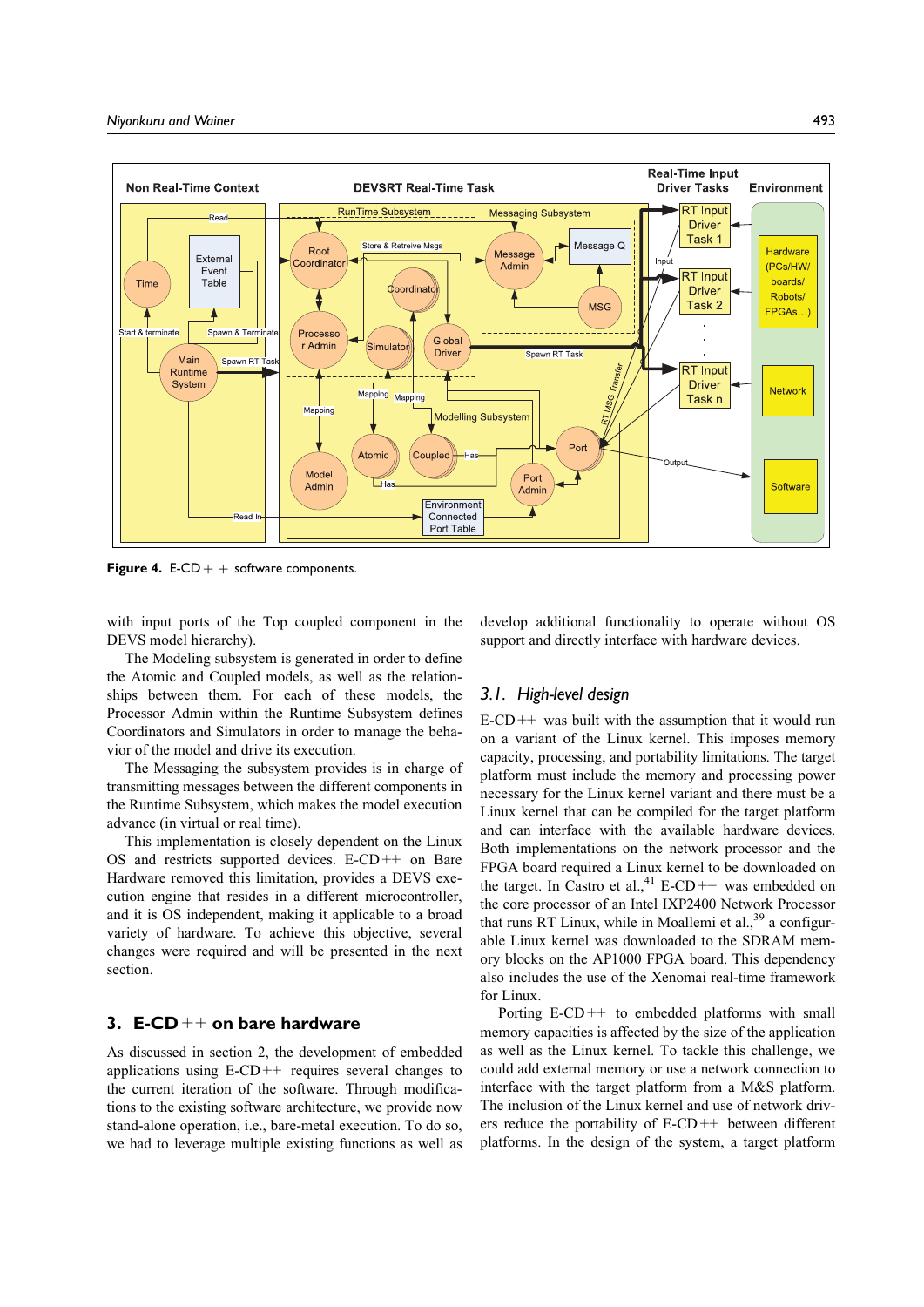Figure 4. E-CD++ software components.

with input ports of the Top coupled component in the DEVS model hierarchy).

The Modeling subsystem is generated in order to define the Atomic and Coupled models, as well as the relationships between them. For each of these models, the Processor Admin within the Runtime Subsystem defines Coordinators and Simulators in order to manage the behavior of the model and drive its execution.

The Messaging the subsystem provides is in charge of transmitting messages between the different components in the Runtime Subsystem, which makes the model execution advance (in virtual or real time).

This implementation is closely dependent on the Linux OS and restricts supported devices. E-CD++ on Bare Hardware removed this limitation, provides a DEVS execution engine that resides in a different microcontroller, and it is OS independent, making it applicable to a broad variety of hardware. To achieve this objective, several changes were required and will be presented in the next section.

## 3. E-CD++ on bare hardware

As discussed in section 2, the development of embedded applications using E-CD++ requires several changes to the current iteration of the software. Through modifications to the existing software architecture, we provide now stand-alone operation, i.e., bare-metal execution. To do so, we had to leverage multiple existing functions as well as develop additional functionality to operate without OS support and directly interface with hardware devices.

### 3.1. High-level design

E-CD++ was built with the assumption that it would run on a variant of the Linux kernel. This imposes memory capacity, processing, and portability limitations. The target platform must include the memory and processing power necessary for the Linux kernel variant and there must be a Linux kernel that can be compiled for the target platform and can interface with the available hardware devices. Both implementations on the network processor and the FPGA board required a Linux kernel to be downloaded on the target. In Castro et al.,[41] E-CD++ was embedded on the core processor of an Intel IXP2400 Network Processor that runs RT Linux, while in Moallemi et al.,[39] a configurable Linux kernel was downloaded to the SDRAM memory blocks on the AP1000 FPGA board. This dependency also includes the use of the Xenomai real-time framework for Linux.

Porting E-CD++ to embedded platforms with small memory capacities is affected by the size of the application as well as the Linux kernel. To tackle this challenge, we could add external memory or use a network connection to interface with the target platform from a M&S platform. The inclusion of the Linux kernel and use of network drivers reduce the portability of E-CD++ between different platforms. In the design of the system, a target platform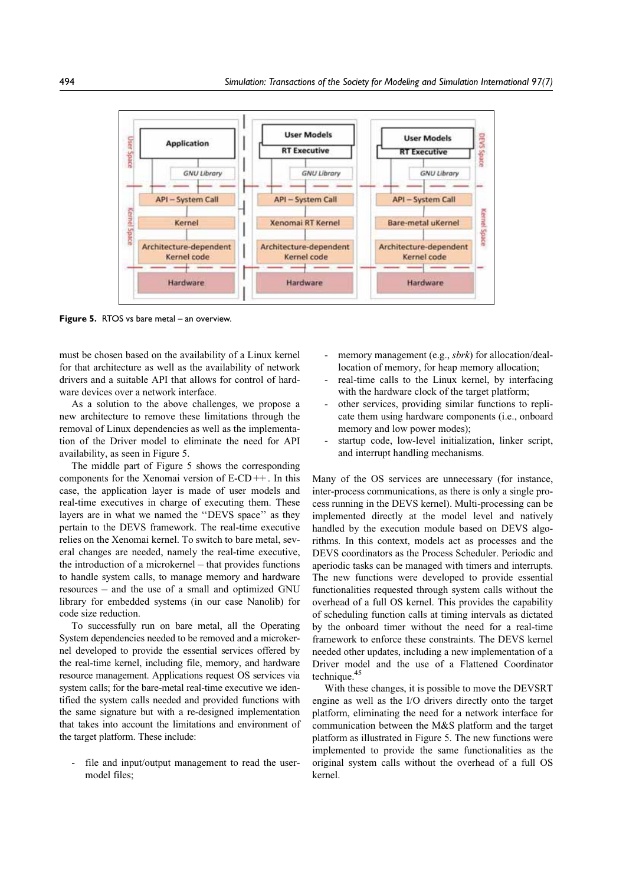**Figure 5.** RTOS vs bare metal – an overview.

must be chosen based on the availability of a Linux kernel for that architecture as well as the availability of network drivers and a suitable API that allows for control of hardware devices over a network interface.

As a solution to the above challenges, we propose a new architecture to remove these limitations through the removal of Linux dependencies as well as the implementation of the Driver model to eliminate the need for API availability, as seen in Figure 5.

The middle part of Figure 5 shows the corresponding components for the Xenomai version of E-CD++. In this case, the application layer is made of user models and real-time executives in charge of executing them. These layers are in what we named the ''DEVS space'' as they pertain to the DEVS framework. The real-time executive relies on the Xenomai kernel. To switch to bare metal, several changes are needed, namely the real-time executive, the introduction of a microkernel – that provides functions to handle system calls, to manage memory and hardware resources – and the use of a small and optimized GNU library for embedded systems (in our case Nanolib) for code size reduction.

To successfully run on bare metal, all the Operating System dependencies needed to be removed and a microkernel developed to provide the essential services offered by the real-time kernel, including file, memory, and hardware resource management. Applications request OS services via system calls; for the bare-metal real-time executive we identified the system calls needed and provided functions with the same signature but with a re-designed implementation that takes into account the limitations and environment of the target platform. These include:

- file and input/output management to read the user-model files;
- memory management (e.g., *sbrk*) for allocation/deallocation of memory, for heap memory allocation;
- real-time calls to the Linux kernel, by interfacing with the hardware clock of the target platform;
- other services, providing similar functions to replicate them using hardware components (i.e., onboard memory and low power modes);
- startup code, low-level initialization, linker script, and interrupt handling mechanisms.

Many of the OS services are unnecessary (for instance, inter-process communications, as there is only a single process running in the DEVS kernel). Multi-processing can be implemented directly at the model level and natively handled by the execution module based on DEVS algorithms. In this context, models act as processes and the DEVS coordinators as the Process Scheduler. Periodic and aperiodic tasks can be managed with timers and interrupts. The new functions were developed to provide essential functionalities requested through system calls without the overhead of a full OS kernel. This provides the capability of scheduling function calls at timing intervals as dictated by the onboard timer without the need for a real-time framework to enforce these constraints. The DEVS kernel needed other updates, including a new implementation of a Driver model and the use of a Flattened Coordinator technique.[45]

With these changes, it is possible to move the DEVSRT engine as well as the I/O drivers directly onto the target platform, eliminating the need for a network interface for communication between the M&S platform and the target platform as illustrated in Figure 5. The new functions were implemented to provide the same functionalities as the original system calls without the overhead of a full OS kernel.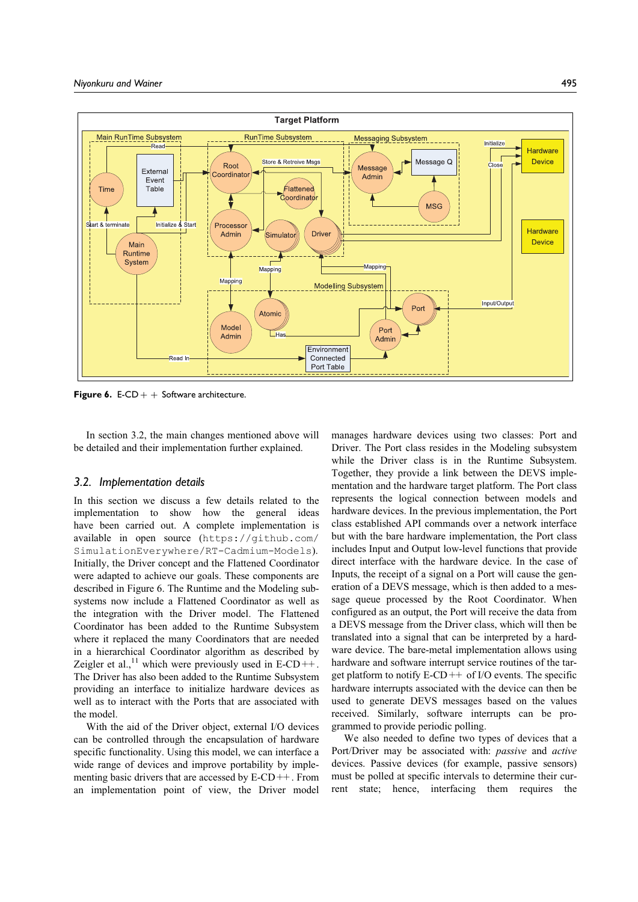Figure 6. E-CD++ Software architecture.

In section 3.2, the main changes mentioned above will be detailed and their implementation further explained.

## 3.2. Implementation details

In this section we discuss a few details related to the implementation to show how the general ideas have been carried out. A complete implementation is available in open source (https://github.com/SimulationEverywhere/RT-Cadmium-Models). Initially, the Driver concept and the Flattened Coordinator were adapted to achieve our goals. These components are described in Figure 6. The Runtime and the Modeling subsystems now include a Flattened Coordinator as well as the integration with the Driver model. The Flattened Coordinator has been added to the Runtime Subsystem where it replaced the many Coordinators that are needed in a hierarchical Coordinator algorithm as described by Zeigler et al.,[11] which were previously used in E-CD++. The Driver has also been added to the Runtime Subsystem providing an interface to initialize hardware devices as well as to interact with the Ports that are associated with the model.

With the aid of the Driver object, external I/O devices can be controlled through the encapsulation of hardware specific functionality. Using this model, we can interface a wide range of devices and improve portability by implementing basic drivers that are accessed by E-CD++. From an implementation point of view, the Driver model manages hardware devices using two classes: Port and Driver. The Port class resides in the Modeling subsystem while the Driver class is in the Runtime Subsystem. Together, they provide a link between the DEVS implementation and the hardware target platform. The Port class represents the logical connection between models and hardware devices. In the previous implementation, the Port class established API commands over a network interface but with the bare hardware implementation, the Port class includes Input and Output low-level functions that provide direct interface with the hardware device. In the case of Inputs, the receipt of a signal on a Port will cause the generation of a DEVS message, which is then added to a message queue processed by the Root Coordinator. When configured as an output, the Port will receive the data from a DEVS message from the Driver class, which will then be translated into a signal that can be interpreted by a hardware device. The bare-metal implementation allows using hardware and software interrupt service routines of the target platform to notify E-CD++ of I/O events. The specific hardware interrupts associated with the device can then be used to generate DEVS messages based on the values received. Similarly, software interrupts can be programmed to provide periodic polling.

We also needed to define two types of devices that a Port/Driver may be associated with: *passive* and *active* devices. Passive devices (for example, passive sensors) must be polled at specific intervals to determine their current state; hence, interfacing them requires the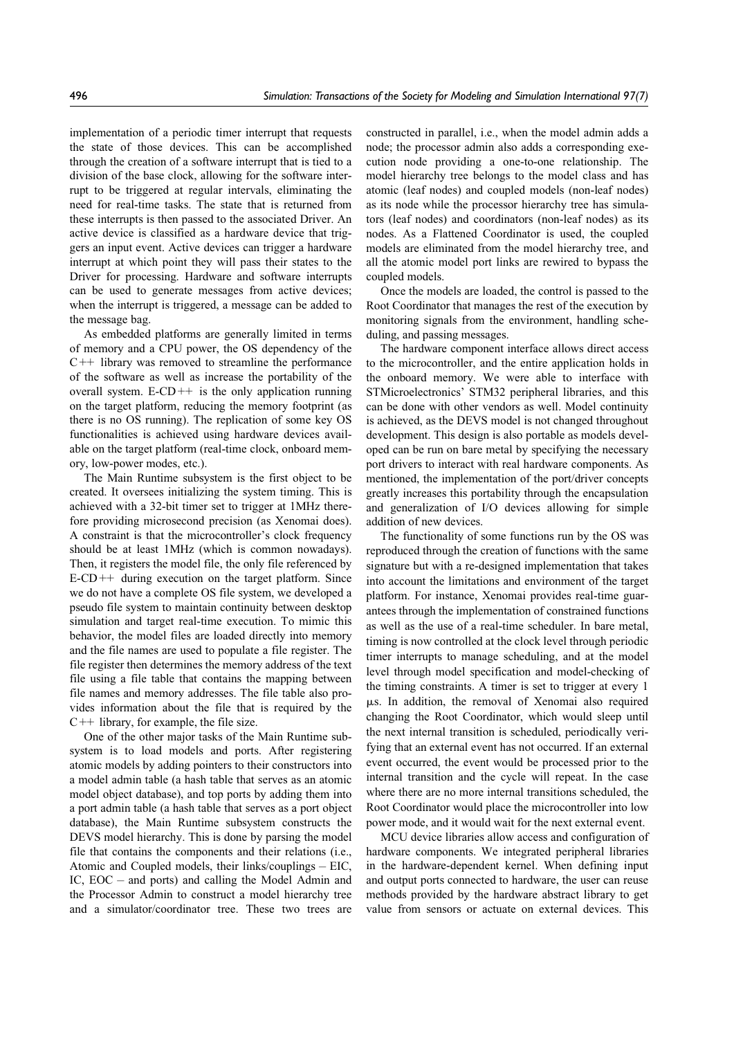implementation of a periodic timer interrupt that requests the state of those devices. This can be accomplished through the creation of a software interrupt that is tied to a division of the base clock, allowing for the software interrupt to be triggered at regular intervals, eliminating the need for real-time tasks. The state that is returned from these interrupts is then passed to the associated Driver. An active device is classified as a hardware device that triggers an input event. Active devices can trigger a hardware interrupt at which point they will pass their states to the Driver for processing. Hardware and software interrupts can be used to generate messages from active devices; when the interrupt is triggered, a message can be added to the message bag.

As embedded platforms are generally limited in terms of memory and a CPU power, the OS dependency of the C++ library was removed to streamline the performance of the software as well as increase the portability of the overall system. E-CD++ is the only application running on the target platform, reducing the memory footprint (as there is no OS running). The replication of some key OS functionalities is achieved using hardware devices available on the target platform (real-time clock, onboard memory, low-power modes, etc.).

The Main Runtime subsystem is the first object to be created. It oversees initializing the system timing. This is achieved with a 32-bit timer set to trigger at 1MHz therefore providing microsecond precision (as Xenomai does). A constraint is that the microcontroller's clock frequency should be at least 1MHz (which is common nowadays). Then, it registers the model file, the only file referenced by E-CD++ during execution on the target platform. Since we do not have a complete OS file system, we developed a pseudo file system to maintain continuity between desktop simulation and target real-time execution. To mimic this behavior, the model files are loaded directly into memory and the file names are used to populate a file register. The file register then determines the memory address of the text file using a file table that contains the mapping between file names and memory addresses. The file table also provides information about the file that is required by the C++ library, for example, the file size.

One of the other major tasks of the Main Runtime subsystem is to load models and ports. After registering atomic models by adding pointers to their constructors into a model admin table (a hash table that serves as an atomic model object database), and top ports by adding them into a port admin table (a hash table that serves as a port object database), the Main Runtime subsystem constructs the DEVS model hierarchy. This is done by parsing the model file that contains the components and their relations (i.e., Atomic and Coupled models, their links/couplings – EIC, IC, EOC – and ports) and calling the Model Admin and the Processor Admin to construct a model hierarchy tree and a simulator/coordinator tree. These two trees are constructed in parallel, i.e., when the model admin adds a node; the processor admin also adds a corresponding execution node providing a one-to-one relationship. The model hierarchy tree belongs to the model class and has atomic (leaf nodes) and coupled models (non-leaf nodes) as its node while the processor hierarchy tree has simulators (leaf nodes) and coordinators (non-leaf nodes) as its nodes. As a Flattened Coordinator is used, the coupled models are eliminated from the model hierarchy tree, and all the atomic model port links are rewired to bypass the coupled models.

Once the models are loaded, the control is passed to the Root Coordinator that manages the rest of the execution by monitoring signals from the environment, handling scheduling, and passing messages.

The hardware component interface allows direct access to the microcontroller, and the entire application holds in the onboard memory. We were able to interface with STMicroelectronics' STM32 peripheral libraries, and this can be done with other vendors as well. Model continuity is achieved, as the DEVS model is not changed throughout development. This design is also portable as models developed can be run on bare metal by specifying the necessary port drivers to interact with real hardware components. As mentioned, the implementation of the port/driver concepts greatly increases this portability through the encapsulation and generalization of I/O devices allowing for simple addition of new devices.

The functionality of some functions run by the OS was reproduced through the creation of functions with the same signature but with a re-designed implementation that takes into account the limitations and environment of the target platform. For instance, Xenomai provides real-time guarantees through the implementation of constrained functions as well as the use of a real-time scheduler. In bare metal, timing is now controlled at the clock level through periodic timer interrupts to manage scheduling, and at the model level through model specification and model-checking of the timing constraints. A timer is set to trigger at every 1 μs. In addition, the removal of Xenomai also required changing the Root Coordinator, which would sleep until the next internal transition is scheduled, periodically verifying that an external event has not occurred. If an external event occurred, the event would be processed prior to the internal transition and the cycle will repeat. In the case where there are no more internal transitions scheduled, the Root Coordinator would place the microcontroller into low power mode, and it would wait for the next external event.

MCU device libraries allow access and configuration of hardware components. We integrated peripheral libraries in the hardware-dependent kernel. When defining input and output ports connected to hardware, the user can reuse methods provided by the hardware abstract library to get value from sensors or actuate on external devices. This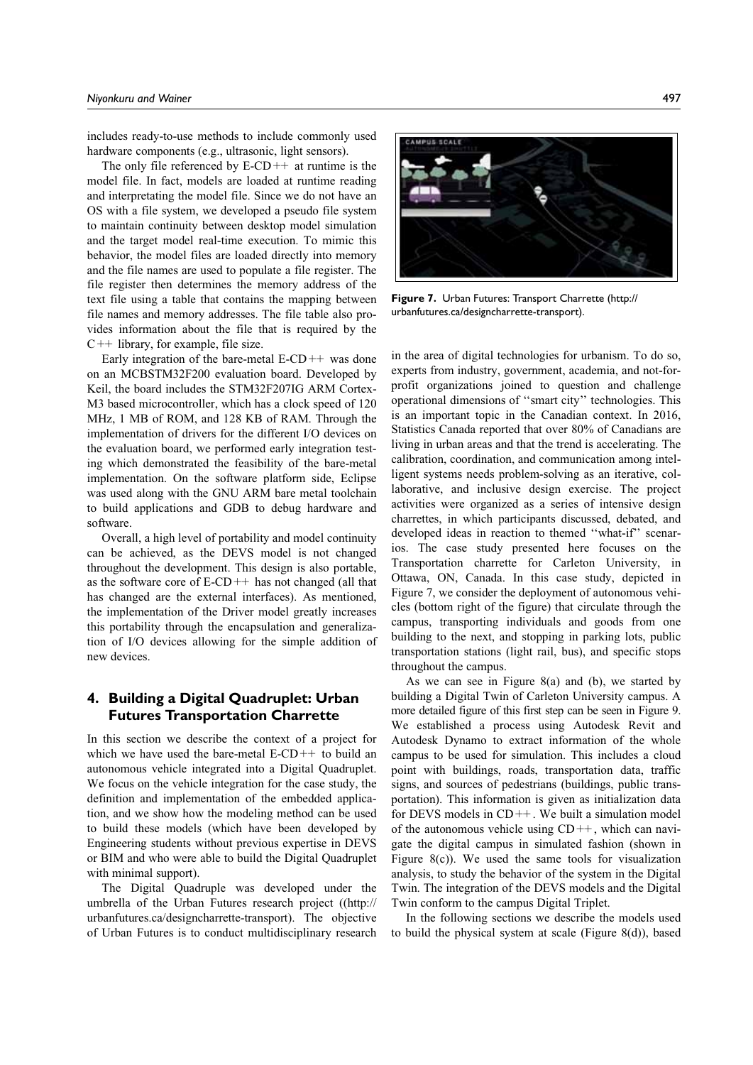includes ready-to-use methods to include commonly used hardware components (e.g., ultrasonic, light sensors).

The only file referenced by E-CD++ at runtime is the model file. In fact, models are loaded at runtime reading and interpretating the model file. Since we do not have an OS with a file system, we developed a pseudo file system to maintain continuity between desktop model simulation and the target model real-time execution. To mimic this behavior, the model files are loaded directly into memory and the file names are used to populate a file register. The file register then determines the memory address of the text file using a table that contains the mapping between file names and memory addresses. The file table also provides information about the file that is required by the C++ library, for example, file size.

Early integration of the bare-metal E-CD++ was done on an MCBSTM32F200 evaluation board. Developed by Keil, the board includes the STM32F207IG ARM Cortex-M3 based microcontroller, which has a clock speed of 120 MHz, 1 MB of ROM, and 128 KB of RAM. Through the implementation of drivers for the different I/O devices on the evaluation board, we performed early integration testing which demonstrated the feasibility of the bare-metal implementation. On the software platform side, Eclipse was used along with the GNU ARM bare metal toolchain to build applications and GDB to debug hardware and software.

Overall, a high level of portability and model continuity can be achieved, as the DEVS model is not changed throughout the development. This design is also portable, as the software core of E-CD++ has not changed (all that has changed are the external interfaces). As mentioned, the implementation of the Driver model greatly increases this portability through the encapsulation and generalization of I/O devices allowing for the simple addition of new devices.

## 4. Building a Digital Quadruplet: Urban Futures Transportation Charrette

In this section we describe the context of a project for which we have used the bare-metal E-CD++ to build an autonomous vehicle integrated into a Digital Quadruplet. We focus on the vehicle integration for the case study, the definition and implementation of the embedded application, and we show how the modeling method can be used to build these models (which have been developed by Engineering students without previous expertise in DEVS or BIM and who were able to build the Digital Quadruplet with minimal support).

The Digital Quadruple was developed under the umbrella of the Urban Futures research project ((http://urbanfutures.ca/designcharrette-transport). The objective of Urban Futures is to conduct multidisciplinary research in the area of digital technologies for urbanism. To do so, experts from industry, government, academia, and not-for-profit organizations joined to question and challenge operational dimensions of "smart city" technologies. This is an important topic in the Canadian context. In 2016, Statistics Canada reported that over 80% of Canadians are living in urban areas and that the trend is accelerating. The calibration, coordination, and communication among intelligent systems needs problem-solving as an iterative, collaborative, and inclusive design exercise. The project activities were organized as a series of intensive design charrettes, in which participants discussed, debated, and developed ideas in reaction to themed "what-if" scenarios. The case study presented here focuses on the Transportation charrette for Carleton University, in Ottawa, ON, Canada. In this case study, depicted in Figure 7, we consider the deployment of autonomous vehicles (bottom right of the figure) that circulate through the campus, transporting individuals and goods from one building to the next, and stopping in parking lots, public transportation stations (light rail, bus), and specific stops throughout the campus.

**Figure 7.** Urban Futures: Transport Charrette (http://urbanfutures.ca/designcharrette-transport).

As we can see in Figure 8(a) and (b), we started by building a Digital Twin of Carleton University campus. A more detailed figure of this first step can be seen in Figure 9. We established a process using Autodesk Revit and Autodesk Dynamo to extract information of the whole campus to be used for simulation. This includes a cloud point with buildings, roads, transportation data, traffic signs, and sources of pedestrians (buildings, public transportation). This information is given as initialization data for DEVS models in CD++. We built a simulation model of the autonomous vehicle using CD++, which can navigate the digital campus in simulated fashion (shown in Figure 8(c)). We used the same tools for visualization analysis, to study the behavior of the system in the Digital Twin. The integration of the DEVS models and the Digital Twin conform to the campus Digital Triplet.

In the following sections we describe the models used to build the physical system at scale (Figure 8(d)), based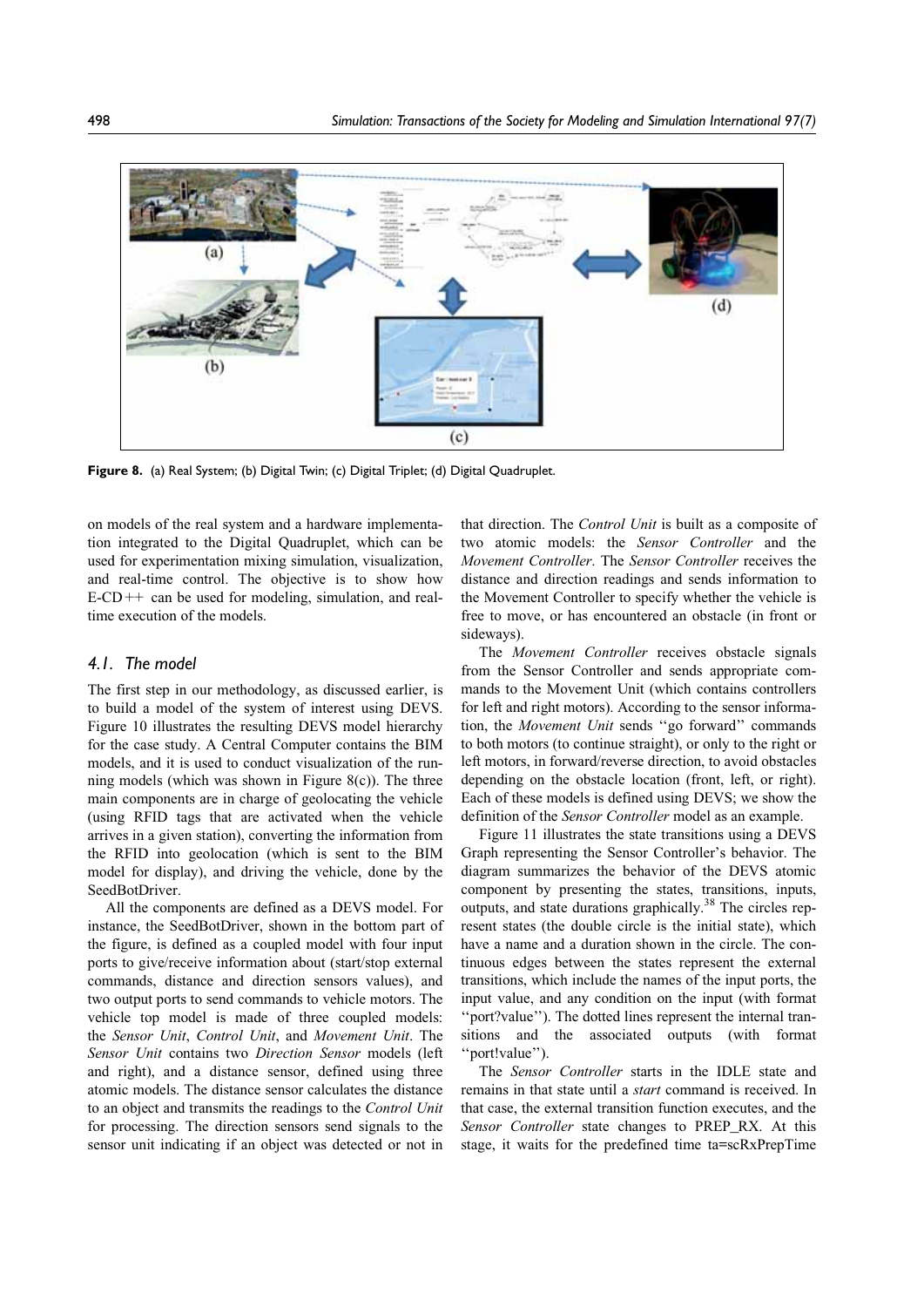**Figure 8.** (a) Real System; (b) Digital Twin; (c) Digital Triplet; (d) Digital Quadruplet.

on models of the real system and a hardware implementation integrated to the Digital Quadruplet, which can be used for experimentation mixing simulation, visualization, and real-time control. The objective is to show how E-CD++ can be used for modeling, simulation, and real-time execution of the models.

### 4.1. The model

The first step in our methodology, as discussed earlier, is to build a model of the system of interest using DEVS. Figure 10 illustrates the resulting DEVS model hierarchy for the case study. A Central Computer contains the BIM models, and it is used to conduct visualization of the running models (which was shown in Figure 8(c)). The three main components are in charge of geolocating the vehicle (using RFID tags that are activated when the vehicle arrives in a given station), converting the information from the RFID into geolocation (which is sent to the BIM model for display), and driving the vehicle, done by the SeedBotDriver.

All the components are defined as a DEVS model. For instance, the SeedBotDriver, shown in the bottom part of the figure, is defined as a coupled model with four input ports to give/receive information about (start/stop external commands, distance and direction sensors values), and two output ports to send commands to vehicle motors. The vehicle top model is made of three coupled models: the *Sensor Unit*, *Control Unit*, and *Movement Unit*. The *Sensor Unit* contains two *Direction Sensor* models (left and right), and a distance sensor, defined using three atomic models. The distance sensor calculates the distance to an object and transmits the readings to the *Control Unit* for processing. The direction sensors send signals to the sensor unit indicating if an object was detected or not in that direction. The *Control Unit* is built as a composite of two atomic models: the *Sensor Controller* and the *Movement Controller*. The *Sensor Controller* receives the distance and direction readings and sends information to the Movement Controller to specify whether the vehicle is free to move, or has encountered an obstacle (in front or sideways).

The *Movement Controller* receives obstacle signals from the Sensor Controller and sends appropriate commands to the Movement Unit (which contains controllers for left and right motors). According to the sensor information, the *Movement Unit* sends ''go forward'' commands to both motors (to continue straight), or only to the right or left motors, in forward/reverse direction, to avoid obstacles depending on the obstacle location (front, left, or right). Each of these models is defined using DEVS; we show the definition of the *Sensor Controller* model as an example.

Figure 11 illustrates the state transitions using a DEVS Graph representing the Sensor Controller's behavior. The diagram summarizes the behavior of the DEVS atomic component by presenting the states, transitions, inputs, outputs, and state durations graphically.[38] The circles represent states (the double circle is the initial state), which have a name and a duration shown in the circle. The continuous edges between the states represent the external transitions, which include the names of the input ports, the input value, and any condition on the input (with format ''port?value''). The dotted lines represent the internal transitions and the associated outputs (with format ''port!value'').

The *Sensor Controller* starts in the IDLE state and remains in that state until a *start* command is received. In that case, the external transition function executes, and the *Sensor Controller* state changes to PREP_RX. At this stage, it waits for the predefined time ta=scRxPrepTime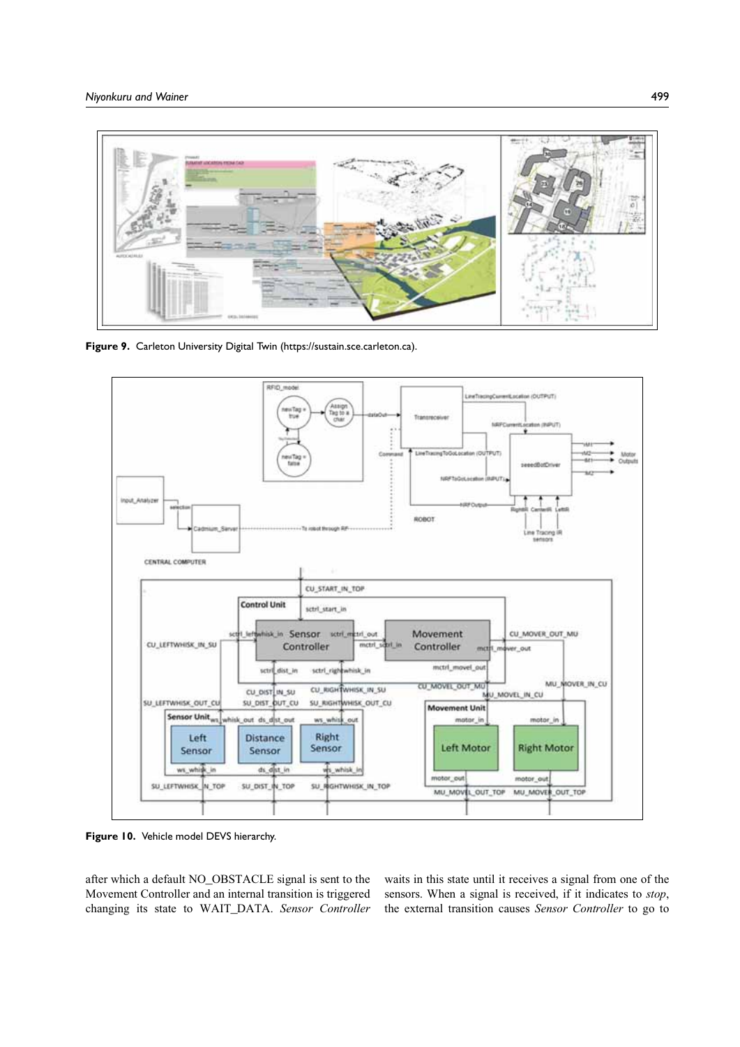Figure 9. Carleton University Digital Twin (https://sustain.sce.carleton.ca).

Figure 10. Vehicle model DEVS hierarchy.

after which a default NO_OBSTACLE signal is sent to the Movement Controller and an internal transition is triggered changing its state to WAIT_DATA. *Sensor Controller* waits in this state until it receives a signal from one of the sensors. When a signal is received, if it indicates to *stop*, the external transition causes *Sensor Controller* to go to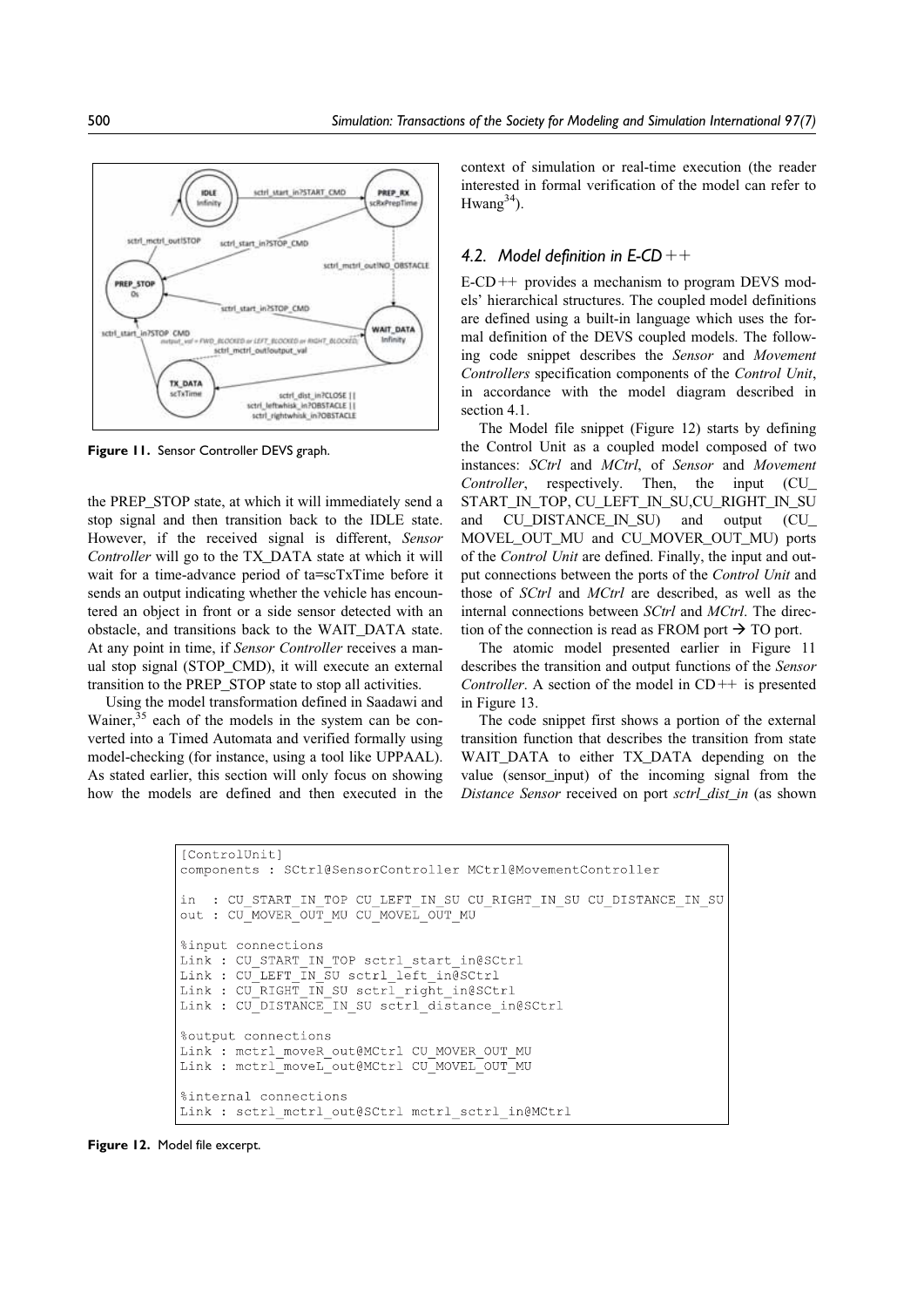Figure 11. Sensor Controller DEVS graph.

the PREP_STOP state, at which it will immediately send a stop signal and then transition back to the IDLE state. However, if the received signal is different, *Sensor Controller* will go to the TX_DATA state at which it will wait for a time-advance period of ta=scTxTime before it sends an output indicating whether the vehicle has encountered an object in front or a side sensor detected with an obstacle, and transitions back to the WAIT_DATA state. At any point in time, if *Sensor Controller* receives a manual stop signal (STOP_CMD), it will execute an external transition to the PREP_STOP state to stop all activities.

Using the model transformation defined in Saadawi and Wainer,[35] each of the models in the system can be converted into a Timed Automata and verified formally using model-checking (for instance, using a tool like UPPAAL). As stated earlier, this section will only focus on showing how the models are defined and then executed in the context of simulation or real-time execution (the reader interested in formal verification of the model can refer to Hwang[34]).

## 4.2. Model definition in E-CD++

E-CD++ provides a mechanism to program DEVS models' hierarchical structures. The coupled model definitions are defined using a built-in language which uses the formal definition of the DEVS coupled models. The following code snippet describes the *Sensor* and *Movement Controllers* specification components of the *Control Unit*, in accordance with the model diagram described in section 4.1.

The Model file snippet (Figure 12) starts by defining the Control Unit as a coupled model composed of two instances: *SCtrl* and *MCtrl*, of *Sensor* and *Movement Controller*, respectively. Then, the input (CU_START_IN_TOP, CU_LEFT_IN_SU,CU_RIGHT_IN_SU and CU_DISTANCE_IN_SU) and output (CU_MOVEL_OUT_MU and CU_MOVER_OUT_MU) ports of the *Control Unit* are defined. Finally, the input and output connections between the ports of the *Control Unit* and those of *SCtrl* and *MCtrl* are described, as well as the internal connections between *SCtrl* and *MCtrl*. The direction of the connection is read as FROM port → TO port.

The atomic model presented earlier in Figure 11 describes the transition and output functions of the *Sensor Controller*. A section of the model in CD++ is presented in Figure 13.

The code snippet first shows a portion of the external transition function that describes the transition from state WAIT_DATA to either TX_DATA depending on the value (sensor_input) of the incoming signal from the *Distance Sensor* received on port *sctrl_dist_in* (as shown

```
[ControlUnit]
components : SCtrl@SensorController MCtrl@MovementController

in  : CU_START_IN_TOP CU_LEFT_IN_SU CU_RIGHT_IN_SU CU_DISTANCE_IN_SU
out : CU_MOVER_OUT_MU CU_MOVEL_OUT_MU

%input connections
Link : CU_START_IN_TOP sctrl_start_in@SCtrl
Link : CU_LEFT_IN_SU sctrl_left_in@SCtrl
Link : CU_RIGHT_IN_SU sctrl_right_in@SCtrl
Link : CU_DISTANCE_IN_SU sctrl_distance_in@SCtrl

%output connections
Link : mctrl_moveR_out@MCtrl CU_MOVER_OUT_MU
Link : mctrl_moveL_out@MCtrl CU_MOVEL_OUT_MU

%internal connections
Link : sctrl_mctrl_out@SCtrl mctrl_sctrl_in@MCtrl
```

Figure 12. Model file excerpt.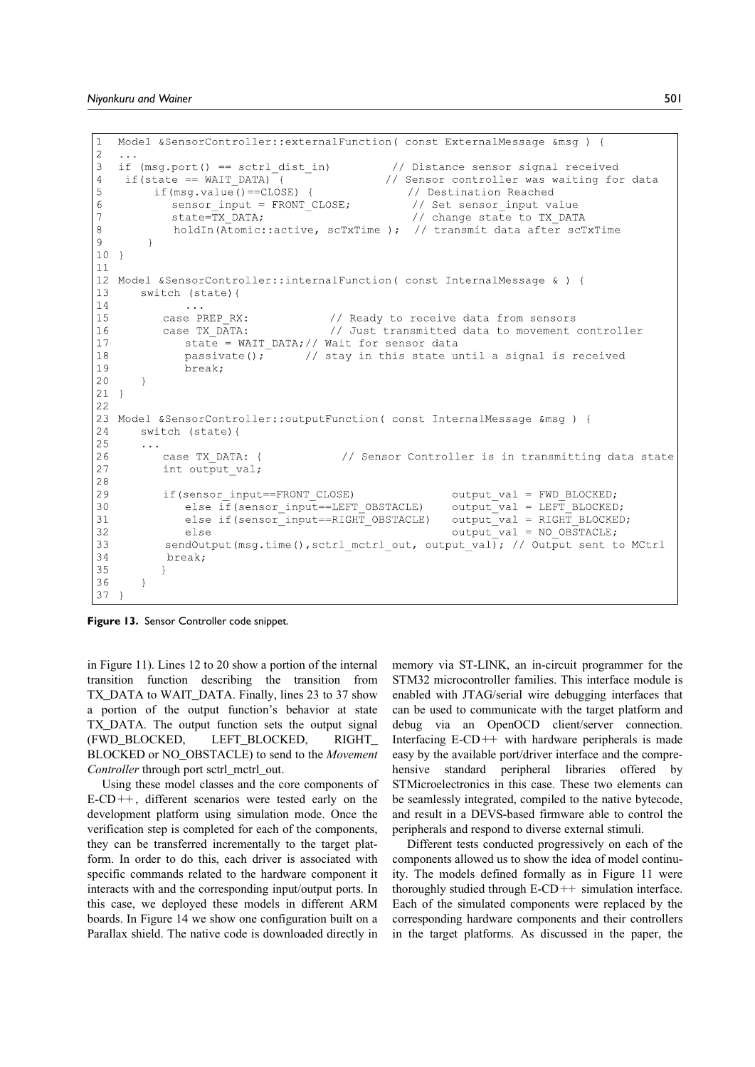```
1  Model &SensorController::externalFunction( const ExternalMessage &msg ) {
2  ...
3  if (msg.port() == sctrl_dist_in)          // Distance sensor signal received
4   if(state == WAIT_DATA) {               // Sensor controller was waiting for data
5       if(msg.value()==CLOSE) {               // Destination Reached
6          sensor_input = FRONT_CLOSE;          // Set sensor_input value
7          state=TX_DATA;                       // change state to TX_DATA
8          holdIn(Atomic::active, scTxTime );  // transmit data after scTxTime
9       }
10 }
11
12 Model &SensorController::internalFunction( const InternalMessage & ) {
13     switch (state){
14          ...
15        case PREP_RX:             // Ready to receive data from sensors
16        case TX_DATA:             // Just transmitted data to movement controller
17           state = WAIT_DATA;// Wait for sensor data
18           passivate();      // stay in this state until a signal is received
19           break;
20     }
21 }
22
23 Model &SensorController::outputFunction( const InternalMessage &msg ) {
24     switch (state){
25     ...
26        case TX_DATA: {             // Sensor Controller is in transmitting data state
27        int output_val;
28
29        if(sensor_input==FRONT_CLOSE)                output_val = FWD_BLOCKED;
30           else if(sensor_input==LEFT_OBSTACLE)     output_val = LEFT_BLOCKED;
31           else if(sensor_input==RIGHT_OBSTACLE)    output_val = RIGHT_BLOCKED;
32           else                                     output_val = NO_OBSTACLE;
33        sendOutput(msg.time(),sctrl_mctrl_out, output_val); // Output sent to MCtrl
34        break;
35        }
36     }
37 }
```

**Figure 13.** Sensor Controller code snippet.

in Figure 11). Lines 12 to 20 show a portion of the internal transition function describing the transition from TX_DATA to WAIT_DATA. Finally, lines 23 to 37 show a portion of the output function's behavior at state TX_DATA. The output function sets the output signal (FWD_BLOCKED, LEFT_BLOCKED, RIGHT_BLOCKED or NO_OBSTACLE) to send to the *Movement Controller* through port sctrl_mctrl_out.

Using these model classes and the core components of E-CD++, different scenarios were tested early on the development platform using simulation mode. Once the verification step is completed for each of the components, they can be transferred incrementally to the target platform. In order to do this, each driver is associated with specific commands related to the hardware component it interacts with and the corresponding input/output ports. In this case, we deployed these models in different ARM boards. In Figure 14 we show one configuration built on a Parallax shield. The native code is downloaded directly in memory via ST-LINK, an in-circuit programmer for the STM32 microcontroller families. This interface module is enabled with JTAG/serial wire debugging interfaces that can be used to communicate with the target platform and debug via an OpenOCD client/server connection. Interfacing E-CD++ with hardware peripherals is made easy by the available port/driver interface and the comprehensive standard peripheral libraries offered by STMicroelectronics in this case. These two elements can be seamlessly integrated, compiled to the native bytecode, and result in a DEVS-based firmware able to control the peripherals and respond to diverse external stimuli.

Different tests conducted progressively on each of the components allowed us to show the idea of model continuity. The models defined formally as in Figure 11 were thoroughly studied through E-CD++ simulation interface. Each of the simulated components were replaced by the corresponding hardware components and their controllers in the target platforms. As discussed in the paper, the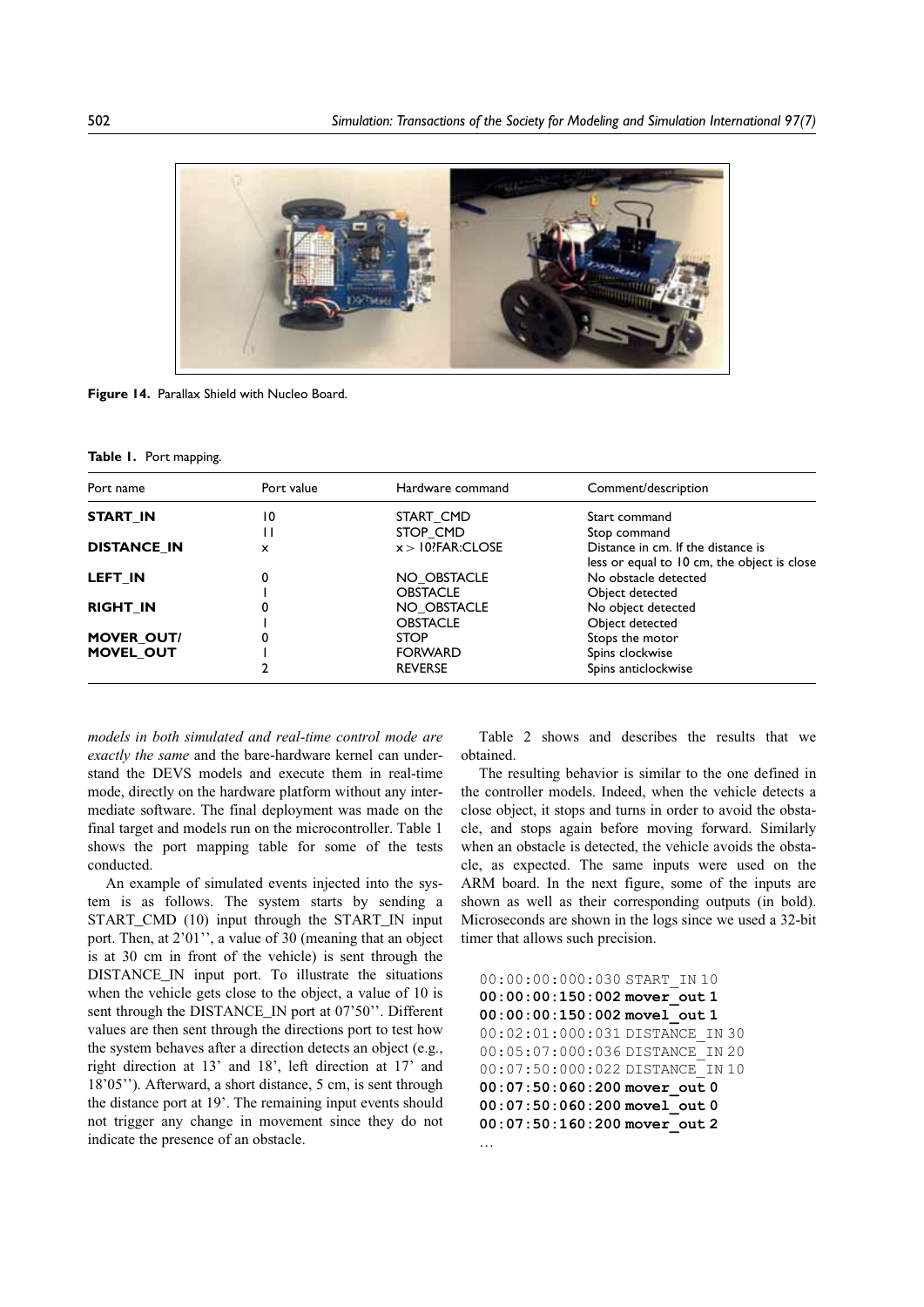Figure 14. Parallax Shield with Nucleo Board.

Table 1. Port mapping.

| Port name | Port value | Hardware command | Comment/description |
|---|---|---|---|
| **START_IN** | 10 | START_CMD | Start command |
| | 11 | STOP_CMD | Stop command |
| **DISTANCE_IN** | x | x > 10?FAR:CLOSE | Distance in cm. If the distance is less or equal to 10 cm, the object is close |
| **LEFT_IN** | 0 | NO_OBSTACLE | No obstacle detected |
| | 1 | OBSTACLE | Object detected |
| **RIGHT_IN** | 0 | NO_OBSTACLE | No object detected |
| | 1 | OBSTACLE | Object detected |
| **MOVER_OUT/ MOVEL_OUT** | 0 | STOP | Stops the motor |
| | 1 | FORWARD | Spins clockwise |
| | 2 | REVERSE | Spins anticlockwise |

*models in both simulated and real-time control mode are exactly the same* and the bare-hardware kernel can understand the DEVS models and execute them in real-time mode, directly on the hardware platform without any intermediate software. The final deployment was made on the final target and models run on the microcontroller. Table 1 shows the port mapping table for some of the tests conducted.

An example of simulated events injected into the system is as follows. The system starts by sending a START_CMD (10) input through the START_IN input port. Then, at 2'01'', a value of 30 (meaning that an object is at 30 cm in front of the vehicle) is sent through the DISTANCE_IN input port. To illustrate the situations when the vehicle gets close to the object, a value of 10 is sent through the DISTANCE_IN port at 07'50''. Different values are then sent through the directions port to test how the system behaves after a direction detects an object (e.g., right direction at 13' and 18', left direction at 17' and 18'05''). Afterward, a short distance, 5 cm, is sent through the distance port at 19'. The remaining input events should not trigger any change in movement since they do not indicate the presence of an obstacle.

Table 2 shows and describes the results that we obtained.

The resulting behavior is similar to the one defined in the controller models. Indeed, when the vehicle detects a close object, it stops and turns in order to avoid the obstacle, and stops again before moving forward. Similarly when an obstacle is detected, the vehicle avoids the obstacle, as expected. The same inputs were used on the ARM board. In the next figure, some of the inputs are shown as well as their corresponding outputs (in bold). Microseconds are shown in the logs since we used a 32-bit timer that allows such precision.

```
00:00:00:000:030 START_IN 10
00:00:00:150:002 mover_out 1
00:00:00:150:002 movel_out 1
00:02:01:000:031 DISTANCE_IN 30
00:05:07:000:036 DISTANCE_IN 20
00:07:50:000:022 DISTANCE_IN 10
00:07:50:060:200 mover_out 0
00:07:50:060:200 movel_out 0
00:07:50:160:200 mover_out 2
...
```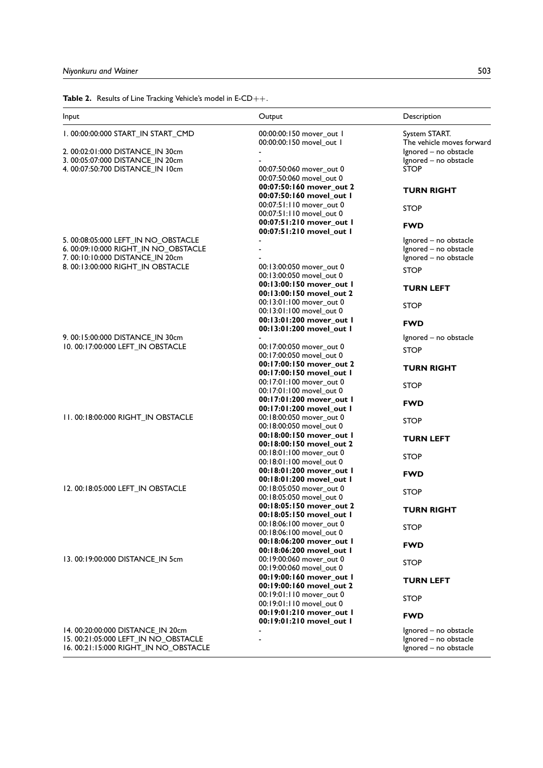**Table 2.** Results of Line Tracking Vehicle's model in E-CD++.

| Input | Output | Description |
|---|---|---|
| 1. 00:00:00:000 START_IN START_CMD | 00:00:00:150 mover_out 1<br>00:00:00:150 movel_out 1 | System START.<br>The vehicle moves forward |
| 2. 00:02:01:000 DISTANCE_IN 30cm | - | Ignored – no obstacle |
| 3. 00:05:07:000 DISTANCE_IN 20cm | - | Ignored – no obstacle |
| 4. 00:07:50:700 DISTANCE_IN 10cm | 00:07:50:060 mover_out 0<br>00:07:50:060 movel_out 0 | STOP |
| | **00:07:50:160 mover_out 2**<br>**00:07:50:160 movel_out 1** | **TURN RIGHT** |
| | 00:07:51:110 mover_out 0<br>00:07:51:110 movel_out 0 | STOP |
| | **00:07:51:210 mover_out 1**<br>**00:07:51:210 movel_out 1** | **FWD** |
| 5. 00:08:05:000 LEFT_IN NO_OBSTACLE | - | Ignored – no obstacle |
| 6. 00:09:10:000 RIGHT_IN NO_OBSTACLE | - | Ignored – no obstacle |
| 7. 00:10:10:000 DISTANCE_IN 20cm | - | Ignored – no obstacle |
| 8. 00:13:00:000 RIGHT_IN OBSTACLE | 00:13:00:050 mover_out 0<br>00:13:00:050 movel_out 0 | STOP |
| | **00:13:00:150 mover_out 1**<br>**00:13:00:150 movel_out 2** | **TURN LEFT** |
| | 00:13:01:100 mover_out 0<br>00:13:01:100 movel_out 0 | STOP |
| | **00:13:01:200 mover_out 1**<br>**00:13:01:200 movel_out 1** | **FWD** |
| 9. 00:15:00:000 DISTANCE_IN 30cm | - | Ignored – no obstacle |
| 10. 00:17:00:000 LEFT_IN OBSTACLE | 00:17:00:050 mover_out 0<br>00:17:00:050 movel_out 0 | STOP |
| | **00:17:00:150 mover_out 2**<br>**00:17:00:150 movel_out 1** | **TURN RIGHT** |
| | 00:17:01:100 mover_out 0<br>00:17:01:100 movel_out 0 | STOP |
| | **00:17:01:200 mover_out 1**<br>**00:17:01:200 movel_out 1** | **FWD** |
| 11. 00:18:00:000 RIGHT_IN OBSTACLE | 00:18:00:050 mover_out 0<br>00:18:00:050 movel_out 0 | STOP |
| | **00:18:00:150 mover_out 1**<br>**00:18:00:150 movel_out 2** | **TURN LEFT** |
| | 00:18:01:100 mover_out 0<br>00:18:01:100 movel_out 0 | STOP |
| | **00:18:01:200 mover_out 1**<br>**00:18:01:200 movel_out 1** | **FWD** |
| 12. 00:18:05:000 LEFT_IN OBSTACLE | 00:18:05:050 mover_out 0<br>00:18:05:050 movel_out 0 | STOP |
| | **00:18:05:150 mover_out 2**<br>**00:18:05:150 movel_out 1** | **TURN RIGHT** |
| | 00:18:06:100 mover_out 0<br>00:18:06:100 movel_out 0 | STOP |
| | **00:18:06:200 mover_out 1**<br>**00:18:06:200 movel_out 1** | **FWD** |
| 13. 00:19:00:000 DISTANCE_IN 5cm | 00:19:00:060 mover_out 0<br>00:19:00:060 movel_out 0 | STOP |
| | **00:19:00:160 mover_out 1**<br>**00:19:00:160 movel_out 2** | **TURN LEFT** |
| | 00:19:01:110 mover_out 0<br>00:19:01:110 movel_out 0 | STOP |
| | **00:19:01:210 mover_out 1**<br>**00:19:01:210 movel_out 1** | **FWD** |
| 14. 00:20:00:000 DISTANCE_IN 20cm | - | Ignored – no obstacle |
| 15. 00:21:05:000 LEFT_IN NO_OBSTACLE | - | Ignored – no obstacle |
| 16. 00:21:15:000 RIGHT_IN NO_OBSTACLE | | Ignored – no obstacle |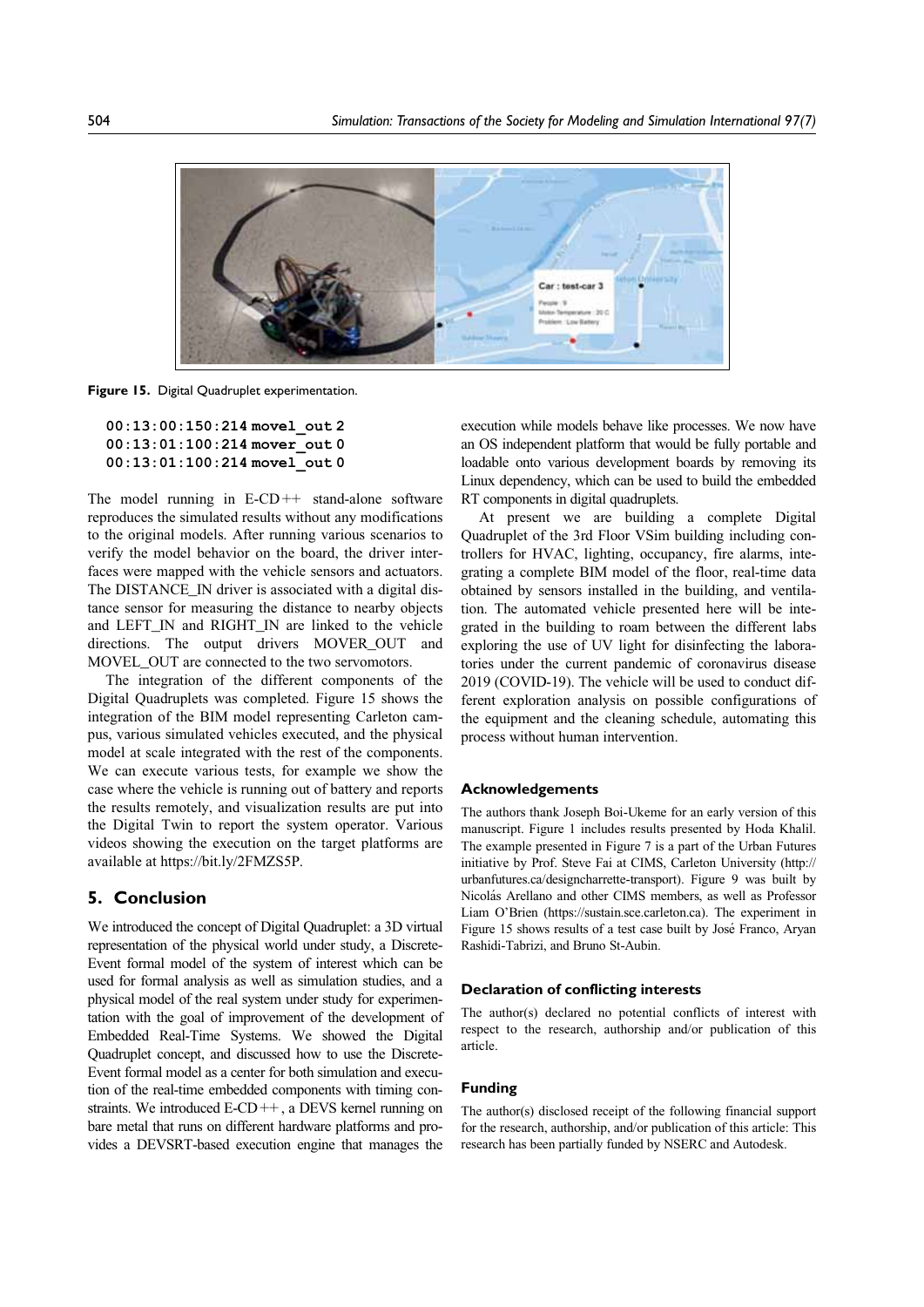Figure 15. Digital Quadruplet experimentation.

```
00:13:00:150:214 movel_out 2
00:13:01:100:214 mover_out 0
00:13:01:100:214 movel_out 0
```

The model running in E-CD++ stand-alone software reproduces the simulated results without any modifications to the original models. After running various scenarios to verify the model behavior on the board, the driver interfaces were mapped with the vehicle sensors and actuators. The DISTANCE_IN driver is associated with a digital distance sensor for measuring the distance to nearby objects and LEFT_IN and RIGHT_IN are linked to the vehicle directions. The output drivers MOVER_OUT and MOVEL_OUT are connected to the two servomotors.

The integration of the different components of the Digital Quadruplets was completed. Figure 15 shows the integration of the BIM model representing Carleton campus, various simulated vehicles executed, and the physical model at scale integrated with the rest of the components. We can execute various tests, for example we show the case where the vehicle is running out of battery and reports the results remotely, and visualization results are put into the Digital Twin to report the system operator. Various videos showing the execution on the target platforms are available at https://bit.ly/2FMZS5P.

## 5. Conclusion

We introduced the concept of Digital Quadruplet: a 3D virtual representation of the physical world under study, a Discrete-Event formal model of the system of interest which can be used for formal analysis as well as simulation studies, and a physical model of the real system under study for experimentation with the goal of improvement of the development of Embedded Real-Time Systems. We showed the Digital Quadruplet concept, and discussed how to use the Discrete-Event formal model as a center for both simulation and execution of the real-time embedded components with timing constraints. We introduced E-CD++, a DEVS kernel running on bare metal that runs on different hardware platforms and provides a DEVSRT-based execution engine that manages the execution while models behave like processes. We now have an OS independent platform that would be fully portable and loadable onto various development boards by removing its Linux dependency, which can be used to build the embedded RT components in digital quadruplets.

At present we are building a complete Digital Quadruplet of the 3rd Floor VSim building including controllers for HVAC, lighting, occupancy, fire alarms, integrating a complete BIM model of the floor, real-time data obtained by sensors installed in the building, and ventilation. The automated vehicle presented here will be integrated in the building to roam between the different labs exploring the use of UV light for disinfecting the laboratories under the current pandemic of coronavirus disease 2019 (COVID-19). The vehicle will be used to conduct different exploration analysis on possible configurations of the equipment and the cleaning schedule, automating this process without human intervention.

### Acknowledgements

The authors thank Joseph Boi-Ukeme for an early version of this manuscript. Figure 1 includes results presented by Hoda Khalil. The example presented in Figure 7 is a part of the Urban Futures initiative by Prof. Steve Fai at CIMS, Carleton University (http://urbanfutures.ca/designcharrette-transport). Figure 9 was built by Nicolás Arellano and other CIMS members, as well as Professor Liam O'Brien (https://sustain.sce.carleton.ca). The experiment in Figure 15 shows results of a test case built by José Franco, Aryan Rashidi-Tabrizi, and Bruno St-Aubin.

### Declaration of conflicting interests

The author(s) declared no potential conflicts of interest with respect to the research, authorship and/or publication of this article.

### Funding

The author(s) disclosed receipt of the following financial support for the research, authorship, and/or publication of this article: This research has been partially funded by NSERC and Autodesk.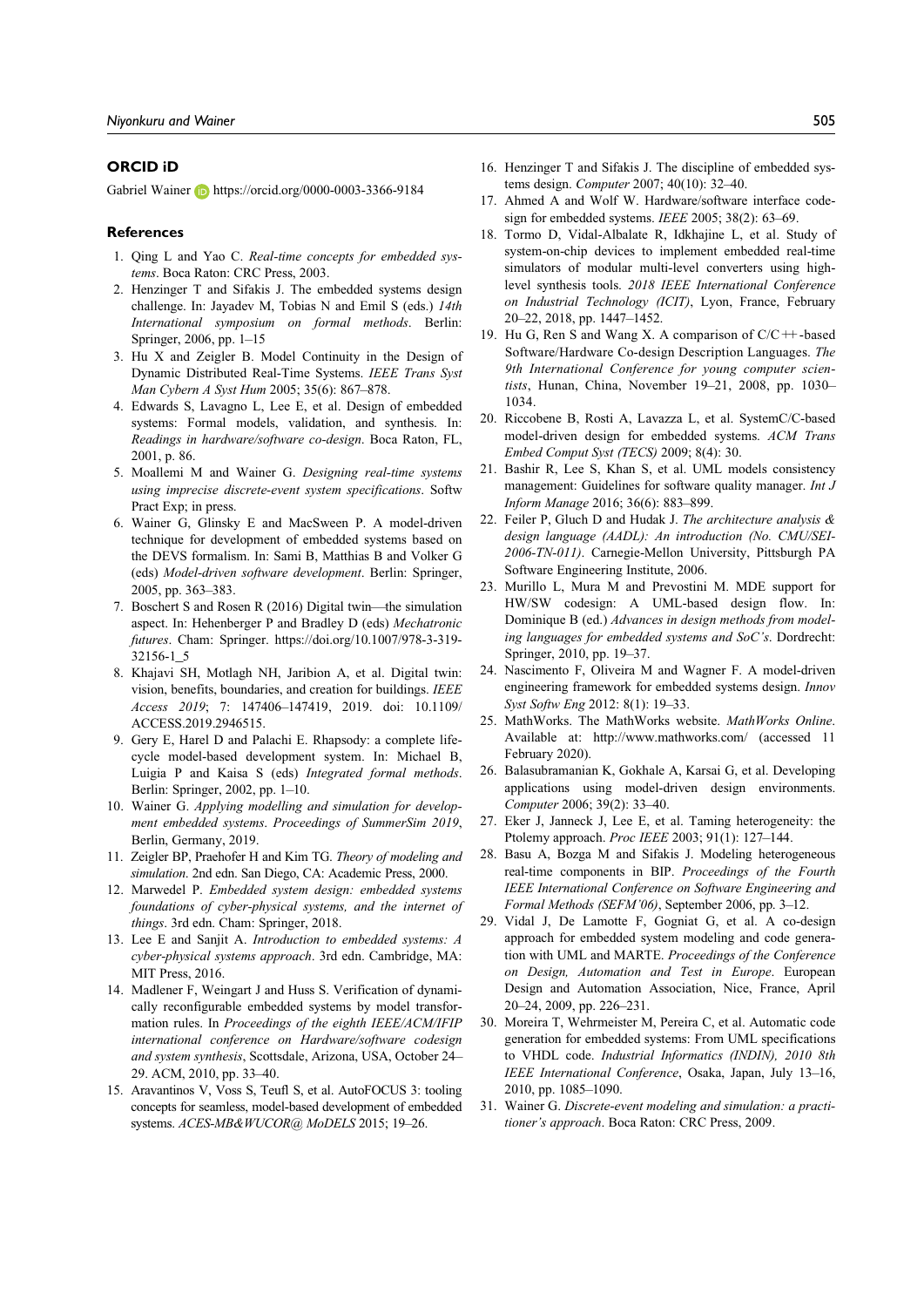## ORCID iD

Gabriel Wainer https://orcid.org/0000-0003-3366-9184

## References

1. Qing L and Yao C. *Real-time concepts for embedded systems*. Boca Raton: CRC Press, 2003.
2. Henzinger T and Sifakis J. The embedded systems design challenge. In: Jayadev M, Tobias N and Emil S (eds.) *14th International symposium on formal methods*. Berlin: Springer, 2006, pp. 1–15
3. Hu X and Zeigler B. Model Continuity in the Design of Dynamic Distributed Real-Time Systems. *IEEE Trans Syst Man Cybern A Syst Hum* 2005; 35(6): 867–878.
4. Edwards S, Lavagno L, Lee E, et al. Design of embedded systems: Formal models, validation, and synthesis. In: *Readings in hardware/software co-design*. Boca Raton, FL, 2001, p. 86.
5. Moallemi M and Wainer G. *Designing real-time systems using imprecise discrete-event system specifications*. Softw Pract Exp; in press.
6. Wainer G, Glinsky E and MacSween P. A model-driven technique for development of embedded systems based on the DEVS formalism. In: Sami B, Matthias B and Volker G (eds) *Model-driven software development*. Berlin: Springer, 2005, pp. 363–383.
7. Boschert S and Rosen R (2016) Digital twin—the simulation aspect. In: Hehenberger P and Bradley D (eds) *Mechatronic futures*. Cham: Springer. https://doi.org/10.1007/978-3-319-32156-1_5
8. Khajavi SH, Motlagh NH, Jaribion A, et al. Digital twin: vision, benefits, boundaries, and creation for buildings. *IEEE Access 2019*; 7: 147406–147419, 2019. doi: 10.1109/ACCESS.2019.2946515.
9. Gery E, Harel D and Palachi E. Rhapsody: a complete life-cycle model-based development system. In: Michael B, Luigia P and Kaisa S (eds) *Integrated formal methods*. Berlin: Springer, 2002, pp. 1–10.
10. Wainer G. *Applying modelling and simulation for development embedded systems*. *Proceedings of SummerSim 2019*, Berlin, Germany, 2019.
11. Zeigler BP, Praehofer H and Kim TG. *Theory of modeling and simulation*. 2nd edn. San Diego, CA: Academic Press, 2000.
12. Marwedel P. *Embedded system design: embedded systems foundations of cyber-physical systems, and the internet of things*. 3rd edn. Cham: Springer, 2018.
13. Lee E and Sanjit A. *Introduction to embedded systems: A cyber-physical systems approach*. 3rd edn. Cambridge, MA: MIT Press, 2016.
14. Madlener F, Weingart J and Huss S. Verification of dynamically reconfigurable embedded systems by model transformation rules. In *Proceedings of the eighth IEEE/ACM/IFIP international conference on Hardware/software codesign and system synthesis*, Scottsdale, Arizona, USA, October 24–29. ACM, 2010, pp. 33–40.
15. Aravantinos V, Voss S, Teufl S, et al. AutoFOCUS 3: tooling concepts for seamless, model-based development of embedded systems. *ACES-MB&WUCOR@ MoDELS* 2015; 19–26.
16. Henzinger T and Sifakis J. The discipline of embedded systems design. *Computer* 2007; 40(10): 32–40.
17. Ahmed A and Wolf W. Hardware/software interface codesign for embedded systems. *IEEE* 2005; 38(2): 63–69.
18. Tormo D, Vidal-Albalate R, Idkhajine L, et al. Study of system-on-chip devices to implement embedded real-time simulators of modular multi-level converters using high-level synthesis tools. *2018 IEEE International Conference on Industrial Technology (ICIT)*, Lyon, France, February 20–22, 2018, pp. 1447–1452.
19. Hu G, Ren S and Wang X. A comparison of C/C++-based Software/Hardware Co-design Description Languages. *The 9th International Conference for young computer scientists*, Hunan, China, November 19–21, 2008, pp. 1030–1034.
20. Riccobene B, Rosti A, Lavazza L, et al. SystemC/C-based model-driven design for embedded systems. *ACM Trans Embed Comput Syst (TECS)* 2009; 8(4): 30.
21. Bashir R, Lee S, Khan S, et al. UML models consistency management: Guidelines for software quality manager. *Int J Inform Manage* 2016; 36(6): 883–899.
22. Feiler P, Gluch D and Hudak J. *The architecture analysis & design language (AADL): An introduction (No. CMU/SEI-2006-TN-011)*. Carnegie-Mellon University, Pittsburgh PA Software Engineering Institute, 2006.
23. Murillo L, Mura M and Prevostini M. MDE support for HW/SW codesign: A UML-based design flow. In: Dominique B (ed.) *Advances in design methods from modeling languages for embedded systems and SoC's*. Dordrecht: Springer, 2010, pp. 19–37.
24. Nascimento F, Oliveira M and Wagner F. A model-driven engineering framework for embedded systems design. *Innov Syst Softw Eng* 2012: 8(1): 19–33.
25. MathWorks. The MathWorks website. *MathWorks Online*. Available at: http://www.mathworks.com/ (accessed 11 February 2020).
26. Balasubramanian K, Gokhale A, Karsai G, et al. Developing applications using model-driven design environments. *Computer* 2006; 39(2): 33–40.
27. Eker J, Janneck J, Lee E, et al. Taming heterogeneity: the Ptolemy approach. *Proc IEEE* 2003; 91(1): 127–144.
28. Basu A, Bozga M and Sifakis J. Modeling heterogeneous real-time components in BIP. *Proceedings of the Fourth IEEE International Conference on Software Engineering and Formal Methods (SEFM'06)*, September 2006, pp. 3–12.
29. Vidal J, De Lamotte F, Gogniat G, et al. A co-design approach for embedded system modeling and code generation with UML and MARTE. *Proceedings of the Conference on Design, Automation and Test in Europe*. European Design and Automation Association, Nice, France, April 20–24, 2009, pp. 226–231.
30. Moreira T, Wehrmeister M, Pereira C, et al. Automatic code generation for embedded systems: From UML specifications to VHDL code. *Industrial Informatics (INDIN), 2010 8th IEEE International Conference*, Osaka, Japan, July 13–16, 2010, pp. 1085–1090.
31. Wainer G. *Discrete-event modeling and simulation: a practitioner's approach*. Boca Raton: CRC Press, 2009.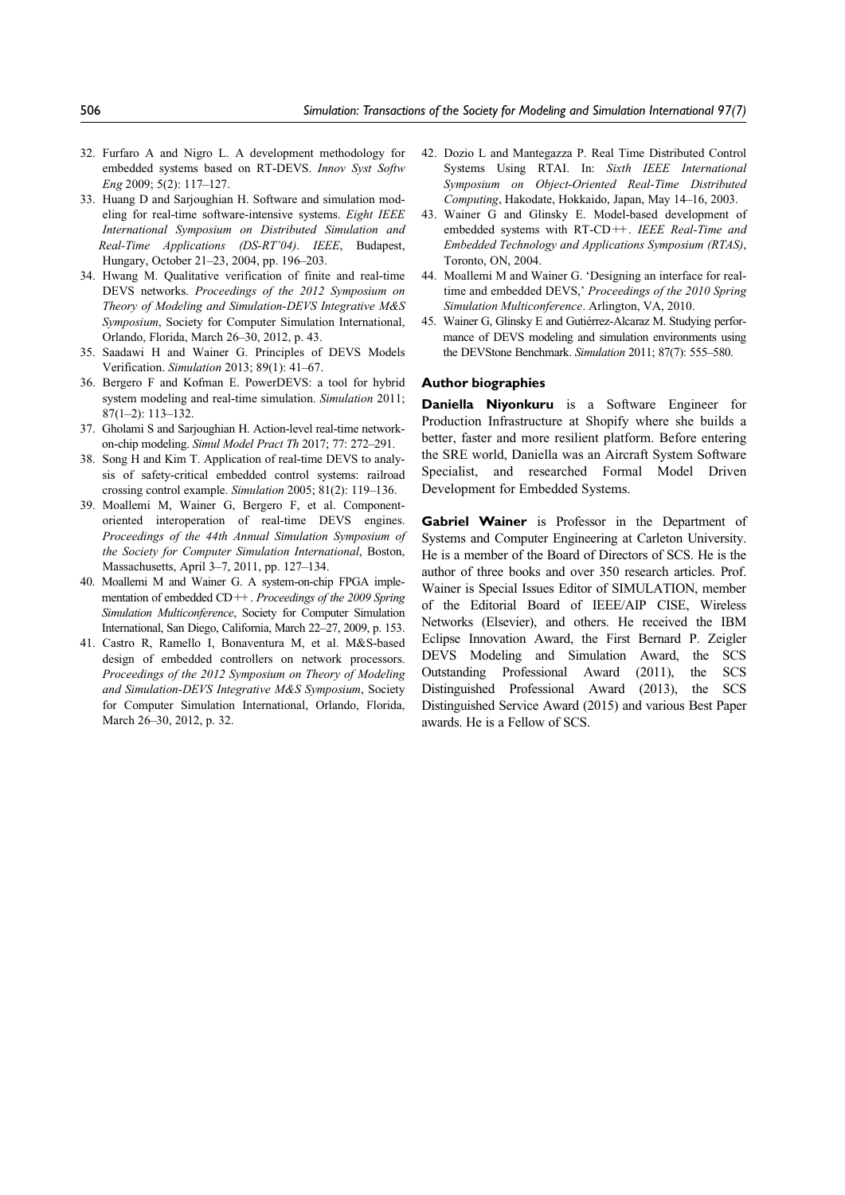32. Furfaro A and Nigro L. A development methodology for embedded systems based on RT-DEVS. *Innov Syst Softw Eng* 2009; 5(2): 117–127.
33. Huang D and Sarjoughian H. Software and simulation modeling for real-time software-intensive systems. *Eight IEEE International Symposium on Distributed Simulation and Real-Time Applications (DS-RT'04)*. *IEEE*, Budapest, Hungary, October 21–23, 2004, pp. 196–203.
34. Hwang M. Qualitative verification of finite and real-time DEVS networks. *Proceedings of the 2012 Symposium on Theory of Modeling and Simulation-DEVS Integrative M&S Symposium*, Society for Computer Simulation International, Orlando, Florida, March 26–30, 2012, p. 43.
35. Saadawi H and Wainer G. Principles of DEVS Models Verification. *Simulation* 2013; 89(1): 41–67.
36. Bergero F and Kofman E. PowerDEVS: a tool for hybrid system modeling and real-time simulation. *Simulation* 2011; 87(1–2): 113–132.
37. Gholami S and Sarjoughian H. Action-level real-time network-on-chip modeling. *Simul Model Pract Th* 2017; 77: 272–291.
38. Song H and Kim T. Application of real-time DEVS to analysis of safety-critical embedded control systems: railroad crossing control example. *Simulation* 2005; 81(2): 119–136.
39. Moallemi M, Wainer G, Bergero F, et al. Component-oriented interoperation of real-time DEVS engines. *Proceedings of the 44th Annual Simulation Symposium of the Society for Computer Simulation International*, Boston, Massachusetts, April 3–7, 2011, pp. 127–134.
40. Moallemi M and Wainer G. A system-on-chip FPGA implementation of embedded CD++. *Proceedings of the 2009 Spring Simulation Multiconference*, Society for Computer Simulation International, San Diego, California, March 22–27, 2009, p. 153.
41. Castro R, Ramello I, Bonaventura M, et al. M&S-based design of embedded controllers on network processors. *Proceedings of the 2012 Symposium on Theory of Modeling and Simulation-DEVS Integrative M&S Symposium*, Society for Computer Simulation International, Orlando, Florida, March 26–30, 2012, p. 32.
42. Dozio L and Mantegazza P. Real Time Distributed Control Systems Using RTAI. In: *Sixth IEEE International Symposium on Object-Oriented Real-Time Distributed Computing*, Hakodate, Hokkaido, Japan, May 14–16, 2003.
43. Wainer G and Glinsky E. Model-based development of embedded systems with RT-CD++. *IEEE Real-Time and Embedded Technology and Applications Symposium (RTAS)*, Toronto, ON, 2004.
44. Moallemi M and Wainer G. 'Designing an interface for real-time and embedded DEVS,' *Proceedings of the 2010 Spring Simulation Multiconference*. Arlington, VA, 2010.
45. Wainer G, Glinsky E and Gutiérrez-Alcaraz M. Studying performance of DEVS modeling and simulation environments using the DEVStone Benchmark. *Simulation* 2011; 87(7): 555–580.

## Author biographies

**Daniella Niyonkuru** is a Software Engineer for Production Infrastructure at Shopify where she builds a better, faster and more resilient platform. Before entering the SRE world, Daniella was an Aircraft System Software Specialist, and researched Formal Model Driven Development for Embedded Systems.

**Gabriel Wainer** is Professor in the Department of Systems and Computer Engineering at Carleton University. He is a member of the Board of Directors of SCS. He is the author of three books and over 350 research articles. Prof. Wainer is Special Issues Editor of SIMULATION, member of the Editorial Board of IEEE/AIP CISE, Wireless Networks (Elsevier), and others. He received the IBM Eclipse Innovation Award, the First Bernard P. Zeigler DEVS Modeling and Simulation Award, the SCS Outstanding Professional Award (2011), the SCS Distinguished Professional Award (2013), the SCS Distinguished Service Award (2015) and various Best Paper awards. He is a Fellow of SCS.